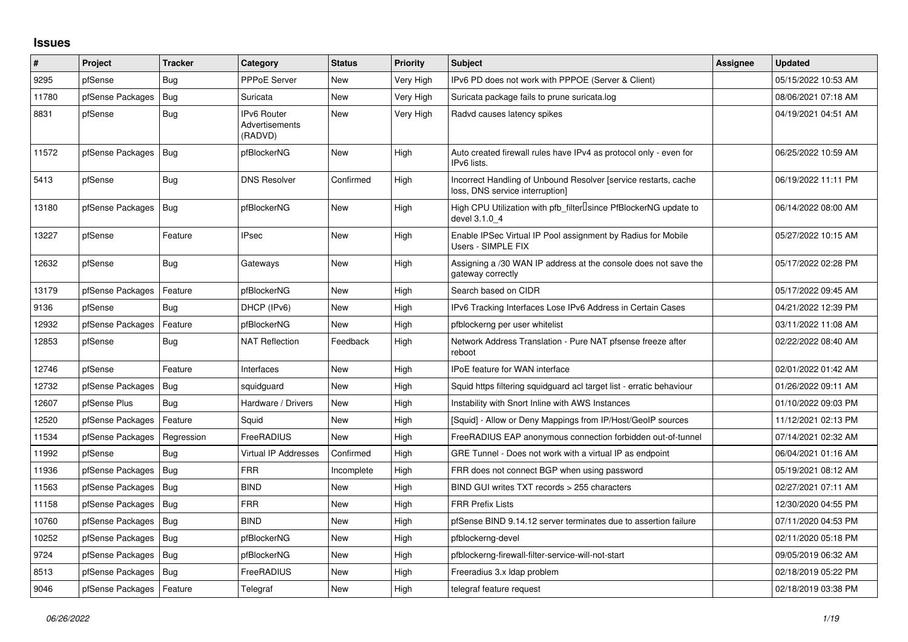## Issues

| # | Project | Tracker | Category | Status | Priority | Subject | Assignee | Updated |
|---|---|---|---|---|---|---|---|---|
| 9295 | pfSense | Bug | PPPoE Server | New | Very High | IPv6 PD does not work with PPPOE (Server & Client) | | 05/15/2022 10:53 AM |
| 11780 | pfSense Packages | Bug | Suricata | New | Very High | Suricata package fails to prune suricata.log | | 08/06/2021 07:18 AM |
| 8831 | pfSense | Bug | IPv6 Router Advertisements (RADVD) | New | Very High | Radvd causes latency spikes | | 04/19/2021 04:51 AM |
| 11572 | pfSense Packages | Bug | pfBlockerNG | New | High | Auto created firewall rules have IPv4 as protocol only - even for IPv6 lists. | | 06/25/2022 10:59 AM |
| 5413 | pfSense | Bug | DNS Resolver | Confirmed | High | Incorrect Handling of Unbound Resolver [service restarts, cache loss, DNS service interruption] | | 06/19/2022 11:11 PM |
| 13180 | pfSense Packages | Bug | pfBlockerNG | New | High | High CPU Utilization with pfb_filter since PfBlockerNG update to devel 3.1.0_4 | | 06/14/2022 08:00 AM |
| 13227 | pfSense | Feature | IPsec | New | High | Enable IPSec Virtual IP Pool assignment by Radius for Mobile Users - SIMPLE FIX | | 05/27/2022 10:15 AM |
| 12632 | pfSense | Bug | Gateways | New | High | Assigning a /30 WAN IP address at the console does not save the gateway correctly | | 05/17/2022 02:28 PM |
| 13179 | pfSense Packages | Feature | pfBlockerNG | New | High | Search based on CIDR | | 05/17/2022 09:45 AM |
| 9136 | pfSense | Bug | DHCP (IPv6) | New | High | IPv6 Tracking Interfaces Lose IPv6 Address in Certain Cases | | 04/21/2022 12:39 PM |
| 12932 | pfSense Packages | Feature | pfBlockerNG | New | High | pfblockerng per user whitelist | | 03/11/2022 11:08 AM |
| 12853 | pfSense | Bug | NAT Reflection | Feedback | High | Network Address Translation - Pure NAT pfsense freeze after reboot | | 02/22/2022 08:40 AM |
| 12746 | pfSense | Feature | Interfaces | New | High | IPoE feature for WAN interface | | 02/01/2022 01:42 AM |
| 12732 | pfSense Packages | Bug | squidguard | New | High | Squid https filtering squidguard acl target list - erratic behaviour | | 01/26/2022 09:11 AM |
| 12607 | pfSense Plus | Bug | Hardware / Drivers | New | High | Instability with Snort Inline with AWS Instances | | 01/10/2022 09:03 PM |
| 12520 | pfSense Packages | Feature | Squid | New | High | [Squid] - Allow or Deny Mappings from IP/Host/GeoIP sources | | 11/12/2021 02:13 PM |
| 11534 | pfSense Packages | Regression | FreeRADIUS | New | High | FreeRADIUS EAP anonymous connection forbidden out-of-tunnel | | 07/14/2021 02:32 AM |
| 11992 | pfSense | Bug | Virtual IP Addresses | Confirmed | High | GRE Tunnel - Does not work with a virtual IP as endpoint | | 06/04/2021 01:16 AM |
| 11936 | pfSense Packages | Bug | FRR | Incomplete | High | FRR does not connect BGP when using password | | 05/19/2021 08:12 AM |
| 11563 | pfSense Packages | Bug | BIND | New | High | BIND GUI writes TXT records > 255 characters | | 02/27/2021 07:11 AM |
| 11158 | pfSense Packages | Bug | FRR | New | High | FRR Prefix Lists | | 12/30/2020 04:55 PM |
| 10760 | pfSense Packages | Bug | BIND | New | High | pfSense BIND 9.14.12 server terminates due to assertion failure | | 07/11/2020 04:53 PM |
| 10252 | pfSense Packages | Bug | pfBlockerNG | New | High | pfblockerng-devel | | 02/11/2020 05:18 PM |
| 9724 | pfSense Packages | Bug | pfBlockerNG | New | High | pfblockerng-firewall-filter-service-will-not-start | | 09/05/2019 06:32 AM |
| 8513 | pfSense Packages | Bug | FreeRADIUS | New | High | Freeradius 3.x ldap problem | | 02/18/2019 05:22 PM |
| 9046 | pfSense Packages | Feature | Telegraf | New | High | telegraf feature request | | 02/18/2019 03:38 PM |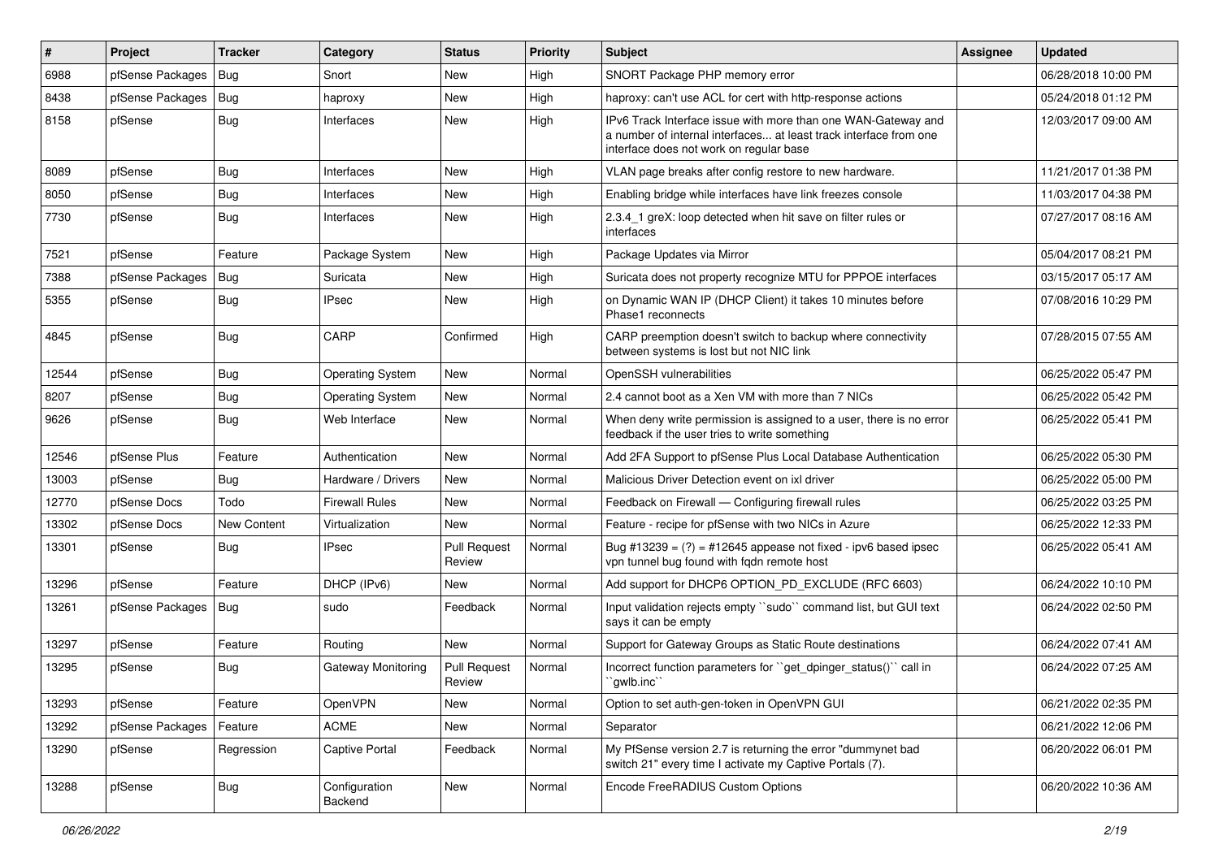| # | Project | Tracker | Category | Status | Priority | Subject | Assignee | Updated |
|---|---|---|---|---|---|---|---|---|
| 6988 | pfSense Packages | Bug | Snort | New | High | SNORT Package PHP memory error | | 06/28/2018 10:00 PM |
| 8438 | pfSense Packages | Bug | haproxy | New | High | haproxy: can't use ACL for cert with http-response actions | | 05/24/2018 01:12 PM |
| 8158 | pfSense | Bug | Interfaces | New | High | IPv6 Track Interface issue with more than one WAN-Gateway and a number of internal interfaces... at least track interface from one interface does not work on regular base | | 12/03/2017 09:00 AM |
| 8089 | pfSense | Bug | Interfaces | New | High | VLAN page breaks after config restore to new hardware. | | 11/21/2017 01:38 PM |
| 8050 | pfSense | Bug | Interfaces | New | High | Enabling bridge while interfaces have link freezes console | | 11/03/2017 04:38 PM |
| 7730 | pfSense | Bug | Interfaces | New | High | 2.3.4_1 greX: loop detected when hit save on filter rules or interfaces | | 07/27/2017 08:16 AM |
| 7521 | pfSense | Feature | Package System | New | High | Package Updates via Mirror | | 05/04/2017 08:21 PM |
| 7388 | pfSense Packages | Bug | Suricata | New | High | Suricata does not property recognize MTU for PPPOE interfaces | | 03/15/2017 05:17 AM |
| 5355 | pfSense | Bug | IPsec | New | High | on Dynamic WAN IP (DHCP Client) it takes 10 minutes before Phase1 reconnects | | 07/08/2016 10:29 PM |
| 4845 | pfSense | Bug | CARP | Confirmed | High | CARP preemption doesn't switch to backup where connectivity between systems is lost but not NIC link | | 07/28/2015 07:55 AM |
| 12544 | pfSense | Bug | Operating System | New | Normal | OpenSSH vulnerabilities | | 06/25/2022 05:47 PM |
| 8207 | pfSense | Bug | Operating System | New | Normal | 2.4 cannot boot as a Xen VM with more than 7 NICs | | 06/25/2022 05:42 PM |
| 9626 | pfSense | Bug | Web Interface | New | Normal | When deny write permission is assigned to a user, there is no error feedback if the user tries to write something | | 06/25/2022 05:41 PM |
| 12546 | pfSense Plus | Feature | Authentication | New | Normal | Add 2FA Support to pfSense Plus Local Database Authentication | | 06/25/2022 05:30 PM |
| 13003 | pfSense | Bug | Hardware / Drivers | New | Normal | Malicious Driver Detection event on ixl driver | | 06/25/2022 05:00 PM |
| 12770 | pfSense Docs | Todo | Firewall Rules | New | Normal | Feedback on Firewall — Configuring firewall rules | | 06/25/2022 03:25 PM |
| 13302 | pfSense Docs | New Content | Virtualization | New | Normal | Feature - recipe for pfSense with two NICs in Azure | | 06/25/2022 12:33 PM |
| 13301 | pfSense | Bug | IPsec | Pull Request Review | Normal | Bug #13239 = (?) = #12645 appease not fixed - ipv6 based ipsec vpn tunnel bug found with fqdn remote host | | 06/25/2022 05:41 AM |
| 13296 | pfSense | Feature | DHCP (IPv6) | New | Normal | Add support for DHCP6 OPTION_PD_EXCLUDE (RFC 6603) | | 06/24/2022 10:10 PM |
| 13261 | pfSense Packages | Bug | sudo | Feedback | Normal | Input validation rejects empty ``sudo`` command list, but GUI text says it can be empty | | 06/24/2022 02:50 PM |
| 13297 | pfSense | Feature | Routing | New | Normal | Support for Gateway Groups as Static Route destinations | | 06/24/2022 07:41 AM |
| 13295 | pfSense | Bug | Gateway Monitoring | Pull Request Review | Normal | Incorrect function parameters for ``get_dpinger_status()`` call in ``gwlb.inc`` | | 06/24/2022 07:25 AM |
| 13293 | pfSense | Feature | OpenVPN | New | Normal | Option to set auth-gen-token in OpenVPN GUI | | 06/21/2022 02:35 PM |
| 13292 | pfSense Packages | Feature | ACME | New | Normal | Separator | | 06/21/2022 12:06 PM |
| 13290 | pfSense | Regression | Captive Portal | Feedback | Normal | My PfSense version 2.7 is returning the error "dummynet bad switch 21" every time I activate my Captive Portals (7). | | 06/20/2022 06:01 PM |
| 13288 | pfSense | Bug | Configuration Backend | New | Normal | Encode FreeRADIUS Custom Options | | 06/20/2022 10:36 AM |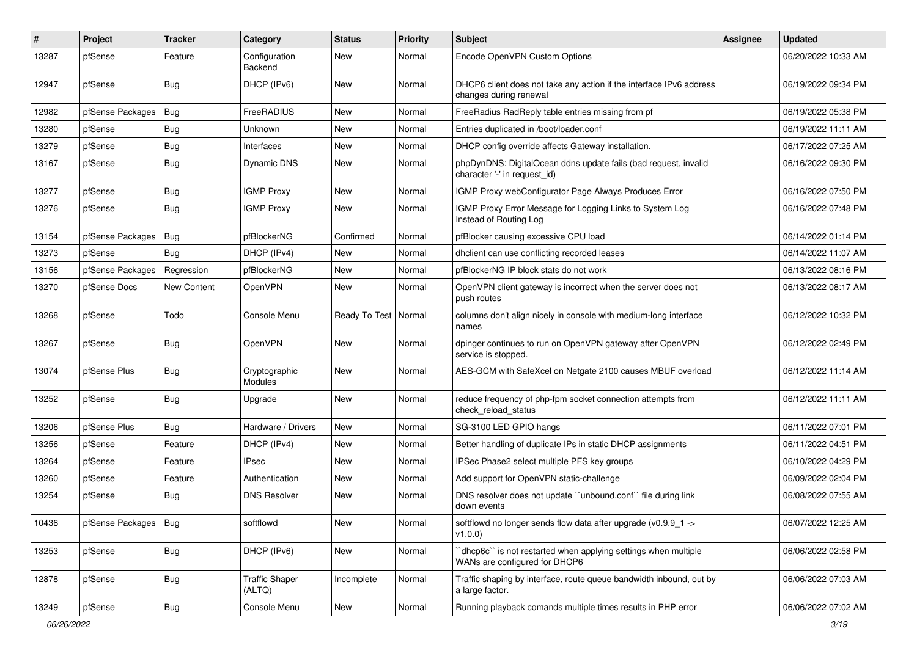| # | Project | Tracker | Category | Status | Priority | Subject | Assignee | Updated |
|---|---|---|---|---|---|---|---|---|
| 13287 | pfSense | Feature | Configuration Backend | New | Normal | Encode OpenVPN Custom Options | | 06/20/2022 10:33 AM |
| 12947 | pfSense | Bug | DHCP (IPv6) | New | Normal | DHCP6 client does not take any action if the interface IPv6 address changes during renewal | | 06/19/2022 09:34 PM |
| 12982 | pfSense Packages | Bug | FreeRADIUS | New | Normal | FreeRadius RadReply table entries missing from pf | | 06/19/2022 05:38 PM |
| 13280 | pfSense | Bug | Unknown | New | Normal | Entries duplicated in /boot/loader.conf | | 06/19/2022 11:11 AM |
| 13279 | pfSense | Bug | Interfaces | New | Normal | DHCP config override affects Gateway installation. | | 06/17/2022 07:25 AM |
| 13167 | pfSense | Bug | Dynamic DNS | New | Normal | phpDynDNS: DigitalOcean ddns update fails (bad request, invalid character '-' in request_id) | | 06/16/2022 09:30 PM |
| 13277 | pfSense | Bug | IGMP Proxy | New | Normal | IGMP Proxy webConfigurator Page Always Produces Error | | 06/16/2022 07:50 PM |
| 13276 | pfSense | Bug | IGMP Proxy | New | Normal | IGMP Proxy Error Message for Logging Links to System Log Instead of Routing Log | | 06/16/2022 07:48 PM |
| 13154 | pfSense Packages | Bug | pfBlockerNG | Confirmed | Normal | pfBlocker causing excessive CPU load | | 06/14/2022 01:14 PM |
| 13273 | pfSense | Bug | DHCP (IPv4) | New | Normal | dhclient can use conflicting recorded leases | | 06/14/2022 11:07 AM |
| 13156 | pfSense Packages | Regression | pfBlockerNG | New | Normal | pfBlockerNG IP block stats do not work | | 06/13/2022 08:16 PM |
| 13270 | pfSense Docs | New Content | OpenVPN | New | Normal | OpenVPN client gateway is incorrect when the server does not push routes | | 06/13/2022 08:17 AM |
| 13268 | pfSense | Todo | Console Menu | Ready To Test | Normal | columns don't align nicely in console with medium-long interface names | | 06/12/2022 10:32 PM |
| 13267 | pfSense | Bug | OpenVPN | New | Normal | dpinger continues to run on OpenVPN gateway after OpenVPN service is stopped. | | 06/12/2022 02:49 PM |
| 13074 | pfSense Plus | Bug | Cryptographic Modules | New | Normal | AES-GCM with SafeXcel on Netgate 2100 causes MBUF overload | | 06/12/2022 11:14 AM |
| 13252 | pfSense | Bug | Upgrade | New | Normal | reduce frequency of php-fpm socket connection attempts from check_reload_status | | 06/12/2022 11:11 AM |
| 13206 | pfSense Plus | Bug | Hardware / Drivers | New | Normal | SG-3100 LED GPIO hangs | | 06/11/2022 07:01 PM |
| 13256 | pfSense | Feature | DHCP (IPv4) | New | Normal | Better handling of duplicate IPs in static DHCP assignments | | 06/11/2022 04:51 PM |
| 13264 | pfSense | Feature | IPsec | New | Normal | IPSec Phase2 select multiple PFS key groups | | 06/10/2022 04:29 PM |
| 13260 | pfSense | Feature | Authentication | New | Normal | Add support for OpenVPN static-challenge | | 06/09/2022 02:04 PM |
| 13254 | pfSense | Bug | DNS Resolver | New | Normal | DNS resolver does not update ``unbound.conf`` file during link down events | | 06/08/2022 07:55 AM |
| 10436 | pfSense Packages | Bug | softflowd | New | Normal | softflowd no longer sends flow data after upgrade (v0.9.9_1 -> v1.0.0) | | 06/07/2022 12:25 AM |
| 13253 | pfSense | Bug | DHCP (IPv6) | New | Normal | ``dhcp6c`` is not restarted when applying settings when multiple WANs are configured for DHCP6 | | 06/06/2022 02:58 PM |
| 12878 | pfSense | Bug | Traffic Shaper (ALTQ) | Incomplete | Normal | Traffic shaping by interface, route queue bandwidth inbound, out by a large factor. | | 06/06/2022 07:03 AM |
| 13249 | pfSense | Bug | Console Menu | New | Normal | Running playback comands multiple times results in PHP error | | 06/06/2022 07:02 AM |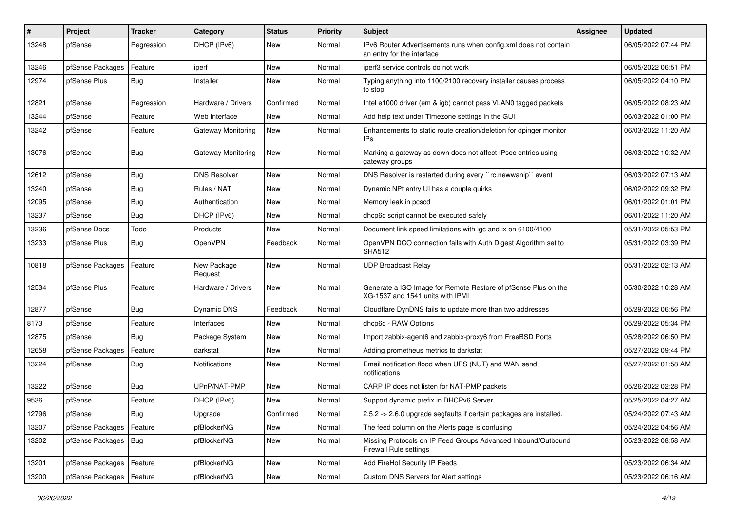| # | Project | Tracker | Category | Status | Priority | Subject | Assignee | Updated |
|---|---|---|---|---|---|---|---|---|
| 13248 | pfSense | Regression | DHCP (IPv6) | New | Normal | IPv6 Router Advertisements runs when config.xml does not contain an entry for the interface | | 06/05/2022 07:44 PM |
| 13246 | pfSense Packages | Feature | iperf | New | Normal | iperf3 service controls do not work | | 06/05/2022 06:51 PM |
| 12974 | pfSense Plus | Bug | Installer | New | Normal | Typing anything into 1100/2100 recovery installer causes process to stop | | 06/05/2022 04:10 PM |
| 12821 | pfSense | Regression | Hardware / Drivers | Confirmed | Normal | Intel e1000 driver (em & igb) cannot pass VLAN0 tagged packets | | 06/05/2022 08:23 AM |
| 13244 | pfSense | Feature | Web Interface | New | Normal | Add help text under Timezone settings in the GUI | | 06/03/2022 01:00 PM |
| 13242 | pfSense | Feature | Gateway Monitoring | New | Normal | Enhancements to static route creation/deletion for dpinger monitor IPs | | 06/03/2022 11:20 AM |
| 13076 | pfSense | Bug | Gateway Monitoring | New | Normal | Marking a gateway as down does not affect IPsec entries using gateway groups | | 06/03/2022 10:32 AM |
| 12612 | pfSense | Bug | DNS Resolver | New | Normal | DNS Resolver is restarted during every ``rc.newwanip`` event | | 06/03/2022 07:13 AM |
| 13240 | pfSense | Bug | Rules / NAT | New | Normal | Dynamic NPt entry UI has a couple quirks | | 06/02/2022 09:32 PM |
| 12095 | pfSense | Bug | Authentication | New | Normal | Memory leak in pcscd | | 06/01/2022 01:01 PM |
| 13237 | pfSense | Bug | DHCP (IPv6) | New | Normal | dhcp6c script cannot be executed safely | | 06/01/2022 11:20 AM |
| 13236 | pfSense Docs | Todo | Products | New | Normal | Document link speed limitations with igc and ix on 6100/4100 | | 05/31/2022 05:53 PM |
| 13233 | pfSense Plus | Bug | OpenVPN | Feedback | Normal | OpenVPN DCO connection fails with Auth Digest Algorithm set to SHA512 | | 05/31/2022 03:39 PM |
| 10818 | pfSense Packages | Feature | New Package Request | New | Normal | UDP Broadcast Relay | | 05/31/2022 02:13 AM |
| 12534 | pfSense Plus | Feature | Hardware / Drivers | New | Normal | Generate a ISO Image for Remote Restore of pfSense Plus on the XG-1537 and 1541 units with IPMI | | 05/30/2022 10:28 AM |
| 12877 | pfSense | Bug | Dynamic DNS | Feedback | Normal | Cloudflare DynDNS fails to update more than two addresses | | 05/29/2022 06:56 PM |
| 8173 | pfSense | Feature | Interfaces | New | Normal | dhcp6c - RAW Options | | 05/29/2022 05:34 PM |
| 12875 | pfSense | Bug | Package System | New | Normal | Import zabbix-agent6 and zabbix-proxy6 from FreeBSD Ports | | 05/28/2022 06:50 PM |
| 12658 | pfSense Packages | Feature | darkstat | New | Normal | Adding prometheus metrics to darkstat | | 05/27/2022 09:44 PM |
| 13224 | pfSense | Bug | Notifications | New | Normal | Email notification flood when UPS (NUT) and WAN send notifications | | 05/27/2022 01:58 AM |
| 13222 | pfSense | Bug | UPnP/NAT-PMP | New | Normal | CARP IP does not listen for NAT-PMP packets | | 05/26/2022 02:28 PM |
| 9536 | pfSense | Feature | DHCP (IPv6) | New | Normal | Support dynamic prefix in DHCPv6 Server | | 05/25/2022 04:27 AM |
| 12796 | pfSense | Bug | Upgrade | Confirmed | Normal | 2.5.2 -> 2.6.0 upgrade segfaults if certain packages are installed. | | 05/24/2022 07:43 AM |
| 13207 | pfSense Packages | Feature | pfBlockerNG | New | Normal | The feed column on the Alerts page is confusing | | 05/24/2022 04:56 AM |
| 13202 | pfSense Packages | Bug | pfBlockerNG | New | Normal | Missing Protocols on IP Feed Groups Advanced Inbound/Outbound Firewall Rule settings | | 05/23/2022 08:58 AM |
| 13201 | pfSense Packages | Feature | pfBlockerNG | New | Normal | Add FireHol Security IP Feeds | | 05/23/2022 06:34 AM |
| 13200 | pfSense Packages | Feature | pfBlockerNG | New | Normal | Custom DNS Servers for Alert settings | | 05/23/2022 06:16 AM |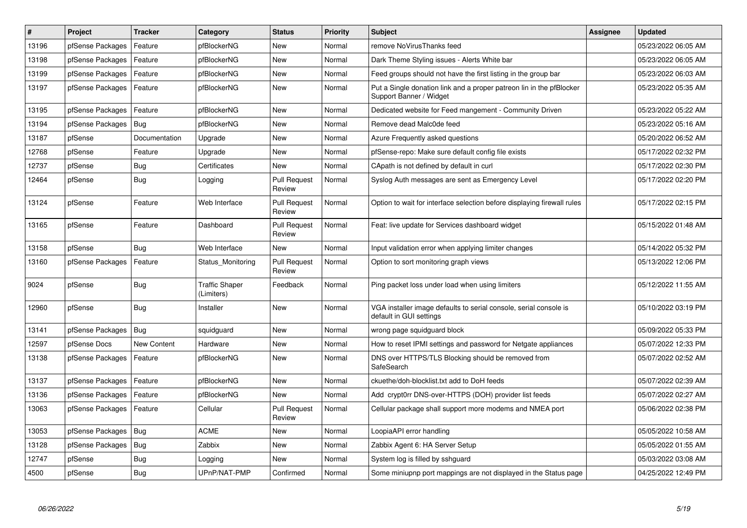| # | Project | Tracker | Category | Status | Priority | Subject | Assignee | Updated |
|---|---|---|---|---|---|---|---|---|
| 13196 | pfSense Packages | Feature | pfBlockerNG | New | Normal | remove NoVirusThanks feed | | 05/23/2022 06:05 AM |
| 13198 | pfSense Packages | Feature | pfBlockerNG | New | Normal | Dark Theme Styling issues - Alerts White bar | | 05/23/2022 06:05 AM |
| 13199 | pfSense Packages | Feature | pfBlockerNG | New | Normal | Feed groups should not have the first listing in the group bar | | 05/23/2022 06:03 AM |
| 13197 | pfSense Packages | Feature | pfBlockerNG | New | Normal | Put a Single donation link and a proper patreon lin in the pfBlocker Support Banner / Widget | | 05/23/2022 05:35 AM |
| 13195 | pfSense Packages | Feature | pfBlockerNG | New | Normal | Dedicated website for Feed mangement - Community Driven | | 05/23/2022 05:22 AM |
| 13194 | pfSense Packages | Bug | pfBlockerNG | New | Normal | Remove dead Malc0de feed | | 05/23/2022 05:16 AM |
| 13187 | pfSense | Documentation | Upgrade | New | Normal | Azure Frequently asked questions | | 05/20/2022 06:52 AM |
| 12768 | pfSense | Feature | Upgrade | New | Normal | pfSense-repo: Make sure default config file exists | | 05/17/2022 02:32 PM |
| 12737 | pfSense | Bug | Certificates | New | Normal | CApath is not defined by default in curl | | 05/17/2022 02:30 PM |
| 12464 | pfSense | Bug | Logging | Pull Request Review | Normal | Syslog Auth messages are sent as Emergency Level | | 05/17/2022 02:20 PM |
| 13124 | pfSense | Feature | Web Interface | Pull Request Review | Normal | Option to wait for interface selection before displaying firewall rules | | 05/17/2022 02:15 PM |
| 13165 | pfSense | Feature | Dashboard | Pull Request Review | Normal | Feat: live update for Services dashboard widget | | 05/15/2022 01:48 AM |
| 13158 | pfSense | Bug | Web Interface | New | Normal | Input validation error when applying limiter changes | | 05/14/2022 05:32 PM |
| 13160 | pfSense Packages | Feature | Status_Monitoring | Pull Request Review | Normal | Option to sort monitoring graph views | | 05/13/2022 12:06 PM |
| 9024 | pfSense | Bug | Traffic Shaper (Limiters) | Feedback | Normal | Ping packet loss under load when using limiters | | 05/12/2022 11:55 AM |
| 12960 | pfSense | Bug | Installer | New | Normal | VGA installer image defaults to serial console, serial console is default in GUI settings | | 05/10/2022 03:19 PM |
| 13141 | pfSense Packages | Bug | squidguard | New | Normal | wrong page squidguard block | | 05/09/2022 05:33 PM |
| 12597 | pfSense Docs | New Content | Hardware | New | Normal | How to reset IPMI settings and password for Netgate appliances | | 05/07/2022 12:33 PM |
| 13138 | pfSense Packages | Feature | pfBlockerNG | New | Normal | DNS over HTTPS/TLS Blocking should be removed from SafeSearch | | 05/07/2022 02:52 AM |
| 13137 | pfSense Packages | Feature | pfBlockerNG | New | Normal | ckuethe/doh-blocklist.txt add to DoH feeds | | 05/07/2022 02:39 AM |
| 13136 | pfSense Packages | Feature | pfBlockerNG | New | Normal | Add crypt0rr DNS-over-HTTPS (DOH) provider list feeds | | 05/07/2022 02:27 AM |
| 13063 | pfSense Packages | Feature | Cellular | Pull Request Review | Normal | Cellular package shall support more modems and NMEA port | | 05/06/2022 02:38 PM |
| 13053 | pfSense Packages | Bug | ACME | New | Normal | LoopiaAPI error handling | | 05/05/2022 10:58 AM |
| 13128 | pfSense Packages | Bug | Zabbix | New | Normal | Zabbix Agent 6: HA Server Setup | | 05/05/2022 01:55 AM |
| 12747 | pfSense | Bug | Logging | New | Normal | System log is filled by sshguard | | 05/03/2022 03:08 AM |
| 4500 | pfSense | Bug | UPnP/NAT-PMP | Confirmed | Normal | Some miniupnp port mappings are not displayed in the Status page | | 04/25/2022 12:49 PM |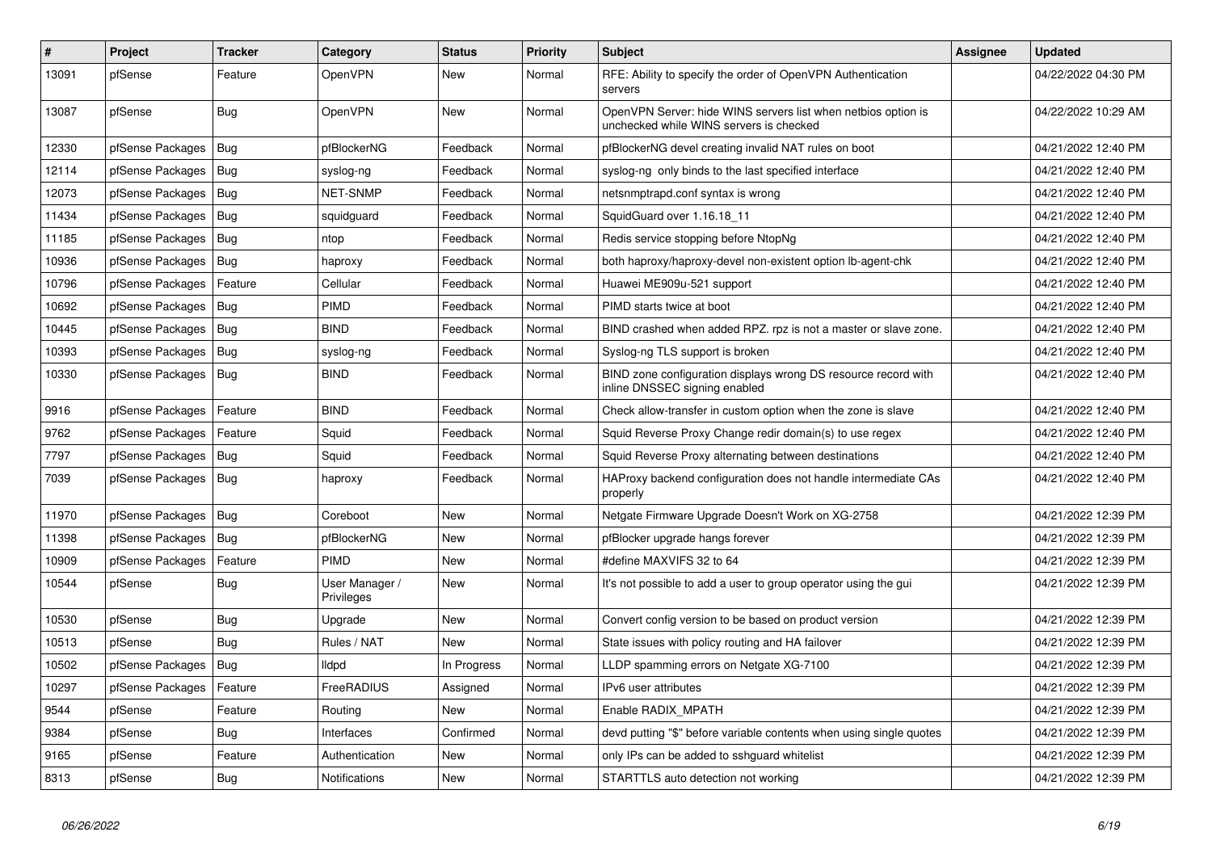| # | Project | Tracker | Category | Status | Priority | Subject | Assignee | Updated |
|---|---|---|---|---|---|---|---|---|
| 13091 | pfSense | Feature | OpenVPN | New | Normal | RFE: Ability to specify the order of OpenVPN Authentication servers | | 04/22/2022 04:30 PM |
| 13087 | pfSense | Bug | OpenVPN | New | Normal | OpenVPN Server: hide WINS servers list when netbios option is unchecked while WINS servers is checked | | 04/22/2022 10:29 AM |
| 12330 | pfSense Packages | Bug | pfBlockerNG | Feedback | Normal | pfBlockerNG devel creating invalid NAT rules on boot | | 04/21/2022 12:40 PM |
| 12114 | pfSense Packages | Bug | syslog-ng | Feedback | Normal | syslog-ng only binds to the last specified interface | | 04/21/2022 12:40 PM |
| 12073 | pfSense Packages | Bug | NET-SNMP | Feedback | Normal | netsnmptrapd.conf syntax is wrong | | 04/21/2022 12:40 PM |
| 11434 | pfSense Packages | Bug | squidguard | Feedback | Normal | SquidGuard over 1.16.18_11 | | 04/21/2022 12:40 PM |
| 11185 | pfSense Packages | Bug | ntop | Feedback | Normal | Redis service stopping before NtopNg | | 04/21/2022 12:40 PM |
| 10936 | pfSense Packages | Bug | haproxy | Feedback | Normal | both haproxy/haproxy-devel non-existent option lb-agent-chk | | 04/21/2022 12:40 PM |
| 10796 | pfSense Packages | Feature | Cellular | Feedback | Normal | Huawei ME909u-521 support | | 04/21/2022 12:40 PM |
| 10692 | pfSense Packages | Bug | PIMD | Feedback | Normal | PIMD starts twice at boot | | 04/21/2022 12:40 PM |
| 10445 | pfSense Packages | Bug | BIND | Feedback | Normal | BIND crashed when added RPZ. rpz is not a master or slave zone. | | 04/21/2022 12:40 PM |
| 10393 | pfSense Packages | Bug | syslog-ng | Feedback | Normal | Syslog-ng TLS support is broken | | 04/21/2022 12:40 PM |
| 10330 | pfSense Packages | Bug | BIND | Feedback | Normal | BIND zone configuration displays wrong DS resource record with inline DNSSEC signing enabled | | 04/21/2022 12:40 PM |
| 9916 | pfSense Packages | Feature | BIND | Feedback | Normal | Check allow-transfer in custom option when the zone is slave | | 04/21/2022 12:40 PM |
| 9762 | pfSense Packages | Feature | Squid | Feedback | Normal | Squid Reverse Proxy Change redir domain(s) to use regex | | 04/21/2022 12:40 PM |
| 7797 | pfSense Packages | Bug | Squid | Feedback | Normal | Squid Reverse Proxy alternating between destinations | | 04/21/2022 12:40 PM |
| 7039 | pfSense Packages | Bug | haproxy | Feedback | Normal | HAProxy backend configuration does not handle intermediate CAs properly | | 04/21/2022 12:40 PM |
| 11970 | pfSense Packages | Bug | Coreboot | New | Normal | Netgate Firmware Upgrade Doesn't Work on XG-2758 | | 04/21/2022 12:39 PM |
| 11398 | pfSense Packages | Bug | pfBlockerNG | New | Normal | pfBlocker upgrade hangs forever | | 04/21/2022 12:39 PM |
| 10909 | pfSense Packages | Feature | PIMD | New | Normal | #define MAXVIFS 32 to 64 | | 04/21/2022 12:39 PM |
| 10544 | pfSense | Bug | User Manager / Privileges | New | Normal | It's not possible to add a user to group operator using the gui | | 04/21/2022 12:39 PM |
| 10530 | pfSense | Bug | Upgrade | New | Normal | Convert config version to be based on product version | | 04/21/2022 12:39 PM |
| 10513 | pfSense | Bug | Rules / NAT | New | Normal | State issues with policy routing and HA failover | | 04/21/2022 12:39 PM |
| 10502 | pfSense Packages | Bug | lldpd | In Progress | Normal | LLDP spamming errors on Netgate XG-7100 | | 04/21/2022 12:39 PM |
| 10297 | pfSense Packages | Feature | FreeRADIUS | Assigned | Normal | IPv6 user attributes | | 04/21/2022 12:39 PM |
| 9544 | pfSense | Feature | Routing | New | Normal | Enable RADIX_MPATH | | 04/21/2022 12:39 PM |
| 9384 | pfSense | Bug | Interfaces | Confirmed | Normal | devd putting "$" before variable contents when using single quotes | | 04/21/2022 12:39 PM |
| 9165 | pfSense | Feature | Authentication | New | Normal | only IPs can be added to sshguard whitelist | | 04/21/2022 12:39 PM |
| 8313 | pfSense | Bug | Notifications | New | Normal | STARTTLS auto detection not working | | 04/21/2022 12:39 PM |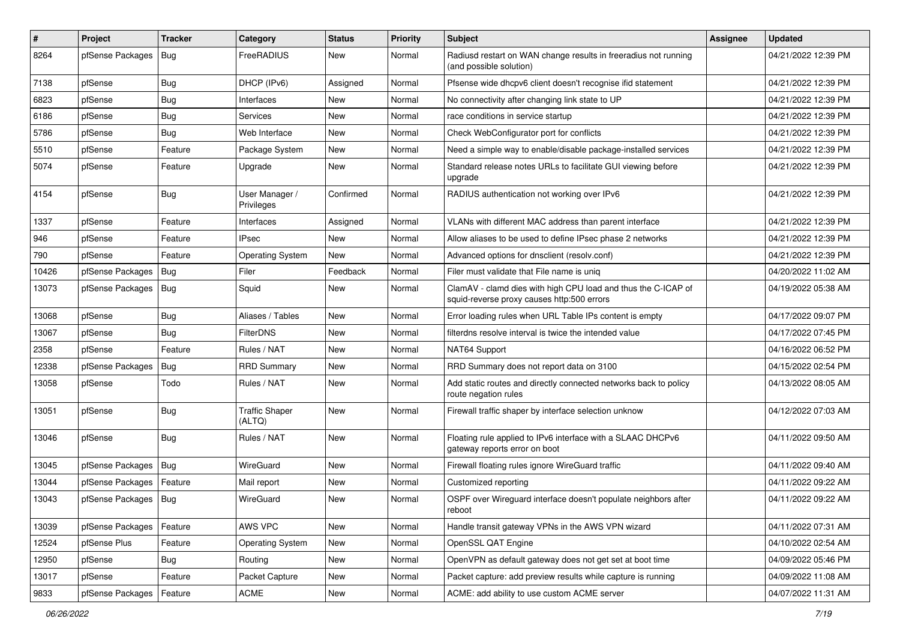| # | Project | Tracker | Category | Status | Priority | Subject | Assignee | Updated |
|---|---|---|---|---|---|---|---|---|
| 8264 | pfSense Packages | Bug | FreeRADIUS | New | Normal | Radiusd restart on WAN change results in freeradius not running (and possible solution) | | 04/21/2022 12:39 PM |
| 7138 | pfSense | Bug | DHCP (IPv6) | Assigned | Normal | Pfsense wide dhcpv6 client doesn't recognise ifid statement | | 04/21/2022 12:39 PM |
| 6823 | pfSense | Bug | Interfaces | New | Normal | No connectivity after changing link state to UP | | 04/21/2022 12:39 PM |
| 6186 | pfSense | Bug | Services | New | Normal | race conditions in service startup | | 04/21/2022 12:39 PM |
| 5786 | pfSense | Bug | Web Interface | New | Normal | Check WebConfigurator port for conflicts | | 04/21/2022 12:39 PM |
| 5510 | pfSense | Feature | Package System | New | Normal | Need a simple way to enable/disable package-installed services | | 04/21/2022 12:39 PM |
| 5074 | pfSense | Feature | Upgrade | New | Normal | Standard release notes URLs to facilitate GUI viewing before upgrade | | 04/21/2022 12:39 PM |
| 4154 | pfSense | Bug | User Manager / Privileges | Confirmed | Normal | RADIUS authentication not working over IPv6 | | 04/21/2022 12:39 PM |
| 1337 | pfSense | Feature | Interfaces | Assigned | Normal | VLANs with different MAC address than parent interface | | 04/21/2022 12:39 PM |
| 946 | pfSense | Feature | IPsec | New | Normal | Allow aliases to be used to define IPsec phase 2 networks | | 04/21/2022 12:39 PM |
| 790 | pfSense | Feature | Operating System | New | Normal | Advanced options for dnsclient (resolv.conf) | | 04/21/2022 12:39 PM |
| 10426 | pfSense Packages | Bug | Filer | Feedback | Normal | Filer must validate that File name is uniq | | 04/20/2022 11:02 AM |
| 13073 | pfSense Packages | Bug | Squid | New | Normal | ClamAV - clamd dies with high CPU load and thus the C-ICAP of squid-reverse proxy causes http:500 errors | | 04/19/2022 05:38 AM |
| 13068 | pfSense | Bug | Aliases / Tables | New | Normal | Error loading rules when URL Table IPs content is empty | | 04/17/2022 09:07 PM |
| 13067 | pfSense | Bug | FilterDNS | New | Normal | filterdns resolve interval is twice the intended value | | 04/17/2022 07:45 PM |
| 2358 | pfSense | Feature | Rules / NAT | New | Normal | NAT64 Support | | 04/16/2022 06:52 PM |
| 12338 | pfSense Packages | Bug | RRD Summary | New | Normal | RRD Summary does not report data on 3100 | | 04/15/2022 02:54 PM |
| 13058 | pfSense | Todo | Rules / NAT | New | Normal | Add static routes and directly connected networks back to policy route negation rules | | 04/13/2022 08:05 AM |
| 13051 | pfSense | Bug | Traffic Shaper (ALTQ) | New | Normal | Firewall traffic shaper by interface selection unknow | | 04/12/2022 07:03 AM |
| 13046 | pfSense | Bug | Rules / NAT | New | Normal | Floating rule applied to IPv6 interface with a SLAAC DHCPv6 gateway reports error on boot | | 04/11/2022 09:50 AM |
| 13045 | pfSense Packages | Bug | WireGuard | New | Normal | Firewall floating rules ignore WireGuard traffic | | 04/11/2022 09:40 AM |
| 13044 | pfSense Packages | Feature | Mail report | New | Normal | Customized reporting | | 04/11/2022 09:22 AM |
| 13043 | pfSense Packages | Bug | WireGuard | New | Normal | OSPF over Wireguard interface doesn't populate neighbors after reboot | | 04/11/2022 09:22 AM |
| 13039 | pfSense Packages | Feature | AWS VPC | New | Normal | Handle transit gateway VPNs in the AWS VPN wizard | | 04/11/2022 07:31 AM |
| 12524 | pfSense Plus | Feature | Operating System | New | Normal | OpenSSL QAT Engine | | 04/10/2022 02:54 AM |
| 12950 | pfSense | Bug | Routing | New | Normal | OpenVPN as default gateway does not get set at boot time | | 04/09/2022 05:46 PM |
| 13017 | pfSense | Feature | Packet Capture | New | Normal | Packet capture: add preview results while capture is running | | 04/09/2022 11:08 AM |
| 9833 | pfSense Packages | Feature | ACME | New | Normal | ACME: add ability to use custom ACME server | | 04/07/2022 11:31 AM |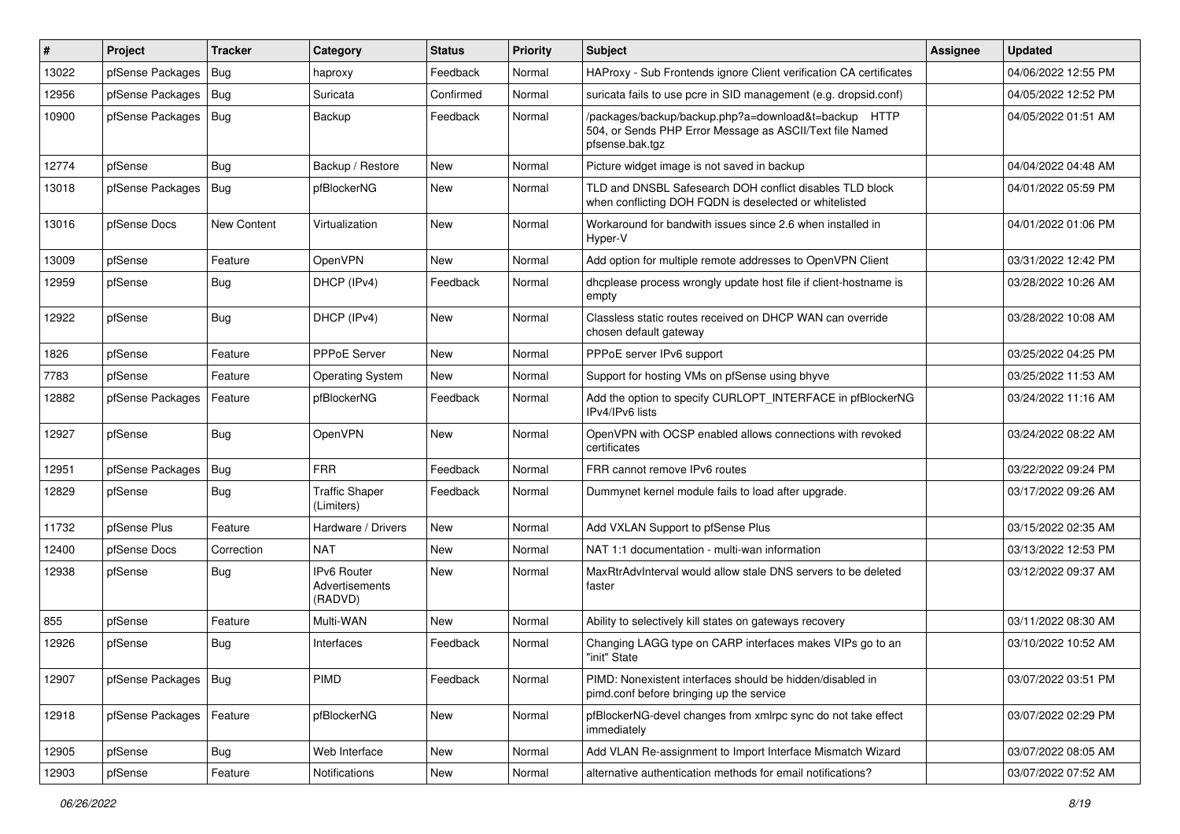| # | Project | Tracker | Category | Status | Priority | Subject | Assignee | Updated |
|---|---|---|---|---|---|---|---|---|
| 13022 | pfSense Packages | Bug | haproxy | Feedback | Normal | HAProxy - Sub Frontends ignore Client verification CA certificates | | 04/06/2022 12:55 PM |
| 12956 | pfSense Packages | Bug | Suricata | Confirmed | Normal | suricata fails to use pcre in SID management (e.g. dropsid.conf) | | 04/05/2022 12:52 PM |
| 10900 | pfSense Packages | Bug | Backup | Feedback | Normal | /packages/backup/backup.php?a=download&t=backup HTTP 504, or Sends PHP Error Message as ASCII/Text file Named pfsense.bak.tgz | | 04/05/2022 01:51 AM |
| 12774 | pfSense | Bug | Backup / Restore | New | Normal | Picture widget image is not saved in backup | | 04/04/2022 04:48 AM |
| 13018 | pfSense Packages | Bug | pfBlockerNG | New | Normal | TLD and DNSBL Safesearch DOH conflict disables TLD block when conflicting DOH FQDN is deselected or whitelisted | | 04/01/2022 05:59 PM |
| 13016 | pfSense Docs | New Content | Virtualization | New | Normal | Workaround for bandwith issues since 2.6 when installed in Hyper-V | | 04/01/2022 01:06 PM |
| 13009 | pfSense | Feature | OpenVPN | New | Normal | Add option for multiple remote addresses to OpenVPN Client | | 03/31/2022 12:42 PM |
| 12959 | pfSense | Bug | DHCP (IPv4) | Feedback | Normal | dhcplease process wrongly update host file if client-hostname is empty | | 03/28/2022 10:26 AM |
| 12922 | pfSense | Bug | DHCP (IPv4) | New | Normal | Classless static routes received on DHCP WAN can override chosen default gateway | | 03/28/2022 10:08 AM |
| 1826 | pfSense | Feature | PPPoE Server | New | Normal | PPPoE server IPv6 support | | 03/25/2022 04:25 PM |
| 7783 | pfSense | Feature | Operating System | New | Normal | Support for hosting VMs on pfSense using bhyve | | 03/25/2022 11:53 AM |
| 12882 | pfSense Packages | Feature | pfBlockerNG | Feedback | Normal | Add the option to specify CURLOPT_INTERFACE in pfBlockerNG IPv4/IPv6 lists | | 03/24/2022 11:16 AM |
| 12927 | pfSense | Bug | OpenVPN | New | Normal | OpenVPN with OCSP enabled allows connections with revoked certificates | | 03/24/2022 08:22 AM |
| 12951 | pfSense Packages | Bug | FRR | Feedback | Normal | FRR cannot remove IPv6 routes | | 03/22/2022 09:24 PM |
| 12829 | pfSense | Bug | Traffic Shaper (Limiters) | Feedback | Normal | Dummynet kernel module fails to load after upgrade. | | 03/17/2022 09:26 AM |
| 11732 | pfSense Plus | Feature | Hardware / Drivers | New | Normal | Add VXLAN Support to pfSense Plus | | 03/15/2022 02:35 AM |
| 12400 | pfSense Docs | Correction | NAT | New | Normal | NAT 1:1 documentation - multi-wan information | | 03/13/2022 12:53 PM |
| 12938 | pfSense | Bug | IPv6 Router Advertisements (RADVD) | New | Normal | MaxRtrAdvInterval would allow stale DNS servers to be deleted faster | | 03/12/2022 09:37 AM |
| 855 | pfSense | Feature | Multi-WAN | New | Normal | Ability to selectively kill states on gateways recovery | | 03/11/2022 08:30 AM |
| 12926 | pfSense | Bug | Interfaces | Feedback | Normal | Changing LAGG type on CARP interfaces makes VIPs go to an "init" State | | 03/10/2022 10:52 AM |
| 12907 | pfSense Packages | Bug | PIMD | Feedback | Normal | PIMD: Nonexistent interfaces should be hidden/disabled in pimd.conf before bringing up the service | | 03/07/2022 03:51 PM |
| 12918 | pfSense Packages | Feature | pfBlockerNG | New | Normal | pfBlockerNG-devel changes from xmlrpc sync do not take effect immediately | | 03/07/2022 02:29 PM |
| 12905 | pfSense | Bug | Web Interface | New | Normal | Add VLAN Re-assignment to Import Interface Mismatch Wizard | | 03/07/2022 08:05 AM |
| 12903 | pfSense | Feature | Notifications | New | Normal | alternative authentication methods for email notifications? | | 03/07/2022 07:52 AM |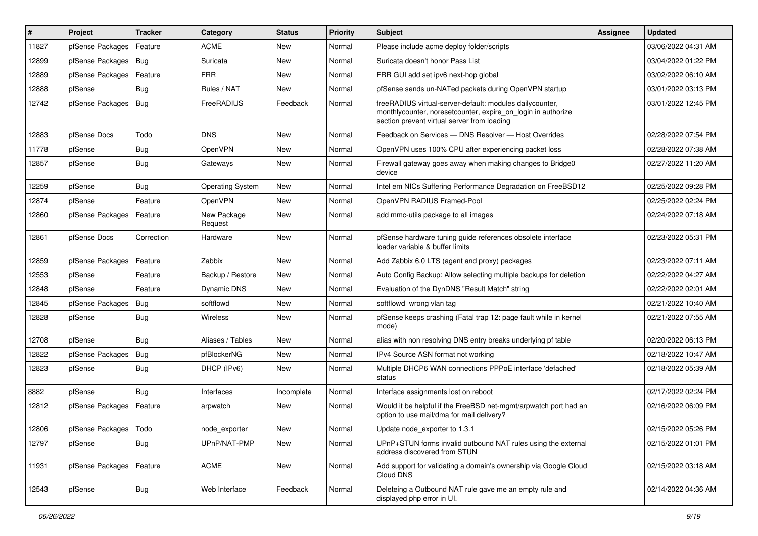| # | Project | Tracker | Category | Status | Priority | Subject | Assignee | Updated |
|---|---|---|---|---|---|---|---|---|
| 11827 | pfSense Packages | Feature | ACME | New | Normal | Please include acme deploy folder/scripts | | 03/06/2022 04:31 AM |
| 12899 | pfSense Packages | Bug | Suricata | New | Normal | Suricata doesn't honor Pass List | | 03/04/2022 01:22 PM |
| 12889 | pfSense Packages | Feature | FRR | New | Normal | FRR GUI add set ipv6 next-hop global | | 03/02/2022 06:10 AM |
| 12888 | pfSense | Bug | Rules / NAT | New | Normal | pfSense sends un-NATed packets during OpenVPN startup | | 03/01/2022 03:13 PM |
| 12742 | pfSense Packages | Bug | FreeRADIUS | Feedback | Normal | freeRADIUS virtual-server-default: modules dailycounter, monthlycounter, noresetcounter, expire_on_login in authorize section prevent virtual server from loading | | 03/01/2022 12:45 PM |
| 12883 | pfSense Docs | Todo | DNS | New | Normal | Feedback on Services — DNS Resolver — Host Overrides | | 02/28/2022 07:54 PM |
| 11778 | pfSense | Bug | OpenVPN | New | Normal | OpenVPN uses 100% CPU after experiencing packet loss | | 02/28/2022 07:38 AM |
| 12857 | pfSense | Bug | Gateways | New | Normal | Firewall gateway goes away when making changes to Bridge0 device | | 02/27/2022 11:20 AM |
| 12259 | pfSense | Bug | Operating System | New | Normal | Intel em NICs Suffering Performance Degradation on FreeBSD12 | | 02/25/2022 09:28 PM |
| 12874 | pfSense | Feature | OpenVPN | New | Normal | OpenVPN RADIUS Framed-Pool | | 02/25/2022 02:24 PM |
| 12860 | pfSense Packages | Feature | New Package Request | New | Normal | add mmc-utils package to all images | | 02/24/2022 07:18 AM |
| 12861 | pfSense Docs | Correction | Hardware | New | Normal | pfSense hardware tuning guide references obsolete interface loader variable & buffer limits | | 02/23/2022 05:31 PM |
| 12859 | pfSense Packages | Feature | Zabbix | New | Normal | Add Zabbix 6.0 LTS (agent and proxy) packages | | 02/23/2022 07:11 AM |
| 12553 | pfSense | Feature | Backup / Restore | New | Normal | Auto Config Backup: Allow selecting multiple backups for deletion | | 02/22/2022 04:27 AM |
| 12848 | pfSense | Feature | Dynamic DNS | New | Normal | Evaluation of the DynDNS "Result Match" string | | 02/22/2022 02:01 AM |
| 12845 | pfSense Packages | Bug | softflowd | New | Normal | softflowd wrong vlan tag | | 02/21/2022 10:40 AM |
| 12828 | pfSense | Bug | Wireless | New | Normal | pfSense keeps crashing (Fatal trap 12: page fault while in kernel mode) | | 02/21/2022 07:55 AM |
| 12708 | pfSense | Bug | Aliases / Tables | New | Normal | alias with non resolving DNS entry breaks underlying pf table | | 02/20/2022 06:13 PM |
| 12822 | pfSense Packages | Bug | pfBlockerNG | New | Normal | IPv4 Source ASN format not working | | 02/18/2022 10:47 AM |
| 12823 | pfSense | Bug | DHCP (IPv6) | New | Normal | Multiple DHCP6 WAN connections PPPoE interface 'defached' status | | 02/18/2022 05:39 AM |
| 8882 | pfSense | Bug | Interfaces | Incomplete | Normal | Interface assignments lost on reboot | | 02/17/2022 02:24 PM |
| 12812 | pfSense Packages | Feature | arpwatch | New | Normal | Would it be helpful if the FreeBSD net-mgmt/arpwatch port had an option to use mail/dma for mail delivery? | | 02/16/2022 06:09 PM |
| 12806 | pfSense Packages | Todo | node_exporter | New | Normal | Update node_exporter to 1.3.1 | | 02/15/2022 05:26 PM |
| 12797 | pfSense | Bug | UPnP/NAT-PMP | New | Normal | UPnP+STUN forms invalid outbound NAT rules using the external address discovered from STUN | | 02/15/2022 01:01 PM |
| 11931 | pfSense Packages | Feature | ACME | New | Normal | Add support for validating a domain's ownership via Google Cloud Cloud DNS | | 02/15/2022 03:18 AM |
| 12543 | pfSense | Bug | Web Interface | Feedback | Normal | Deleteing a Outbound NAT rule gave me an empty rule and displayed php error in UI. | | 02/14/2022 04:36 AM |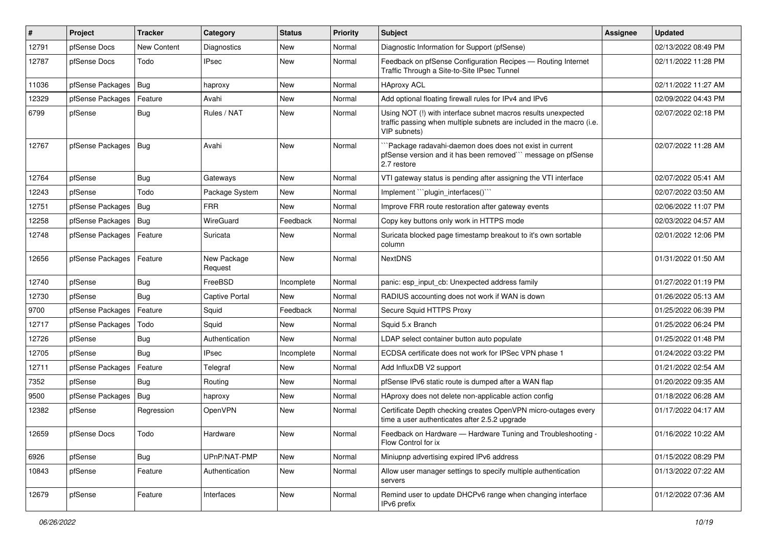| # | Project | Tracker | Category | Status | Priority | Subject | Assignee | Updated |
|---|---|---|---|---|---|---|---|---|
| 12791 | pfSense Docs | New Content | Diagnostics | New | Normal | Diagnostic Information for Support (pfSense) | | 02/13/2022 08:49 PM |
| 12787 | pfSense Docs | Todo | IPsec | New | Normal | Feedback on pfSense Configuration Recipes — Routing Internet Traffic Through a Site-to-Site IPsec Tunnel | | 02/11/2022 11:28 PM |
| 11036 | pfSense Packages | Bug | haproxy | New | Normal | HAproxy ACL | | 02/11/2022 11:27 AM |
| 12329 | pfSense Packages | Feature | Avahi | New | Normal | Add optional floating firewall rules for IPv4 and IPv6 | | 02/09/2022 04:43 PM |
| 6799 | pfSense | Bug | Rules / NAT | New | Normal | Using NOT (!) with interface subnet macros results unexpected traffic passing when multiple subnets are included in the macro (i.e. VIP subnets) | | 02/07/2022 02:18 PM |
| 12767 | pfSense Packages | Bug | Avahi | New | Normal | ```Package radavahi-daemon does does not exist in current pfSense version and it has been removed``` message on pfSense 2.7 restore | | 02/07/2022 11:28 AM |
| 12764 | pfSense | Bug | Gateways | New | Normal | VTI gateway status is pending after assigning the VTI interface | | 02/07/2022 05:41 AM |
| 12243 | pfSense | Todo | Package System | New | Normal | Implement ```plugin_interfaces()``` | | 02/07/2022 03:50 AM |
| 12751 | pfSense Packages | Bug | FRR | New | Normal | Improve FRR route restoration after gateway events | | 02/06/2022 11:07 PM |
| 12258 | pfSense Packages | Bug | WireGuard | Feedback | Normal | Copy key buttons only work in HTTPS mode | | 02/03/2022 04:57 AM |
| 12748 | pfSense Packages | Feature | Suricata | New | Normal | Suricata blocked page timestamp breakout to it's own sortable column | | 02/01/2022 12:06 PM |
| 12656 | pfSense Packages | Feature | New Package Request | New | Normal | NextDNS | | 01/31/2022 01:50 AM |
| 12740 | pfSense | Bug | FreeBSD | Incomplete | Normal | panic: esp_input_cb: Unexpected address family | | 01/27/2022 01:19 PM |
| 12730 | pfSense | Bug | Captive Portal | New | Normal | RADIUS accounting does not work if WAN is down | | 01/26/2022 05:13 AM |
| 9700 | pfSense Packages | Feature | Squid | Feedback | Normal | Secure Squid HTTPS Proxy | | 01/25/2022 06:39 PM |
| 12717 | pfSense Packages | Todo | Squid | New | Normal | Squid 5.x Branch | | 01/25/2022 06:24 PM |
| 12726 | pfSense | Bug | Authentication | New | Normal | LDAP select container button auto populate | | 01/25/2022 01:48 PM |
| 12705 | pfSense | Bug | IPsec | Incomplete | Normal | ECDSA certificate does not work for IPSec VPN phase 1 | | 01/24/2022 03:22 PM |
| 12711 | pfSense Packages | Feature | Telegraf | New | Normal | Add InfluxDB V2 support | | 01/21/2022 02:54 AM |
| 7352 | pfSense | Bug | Routing | New | Normal | pfSense IPv6 static route is dumped after a WAN flap | | 01/20/2022 09:35 AM |
| 9500 | pfSense Packages | Bug | haproxy | New | Normal | HAproxy does not delete non-applicable action config | | 01/18/2022 06:28 AM |
| 12382 | pfSense | Regression | OpenVPN | New | Normal | Certificate Depth checking creates OpenVPN micro-outages every time a user authenticates after 2.5.2 upgrade | | 01/17/2022 04:17 AM |
| 12659 | pfSense Docs | Todo | Hardware | New | Normal | Feedback on Hardware — Hardware Tuning and Troubleshooting - Flow Control for ix | | 01/16/2022 10:22 AM |
| 6926 | pfSense | Bug | UPnP/NAT-PMP | New | Normal | Miniupnp advertising expired IPv6 address | | 01/15/2022 08:29 PM |
| 10843 | pfSense | Feature | Authentication | New | Normal | Allow user manager settings to specify multiple authentication servers | | 01/13/2022 07:22 AM |
| 12679 | pfSense | Feature | Interfaces | New | Normal | Remind user to update DHCPv6 range when changing interface IPv6 prefix | | 01/12/2022 07:36 AM |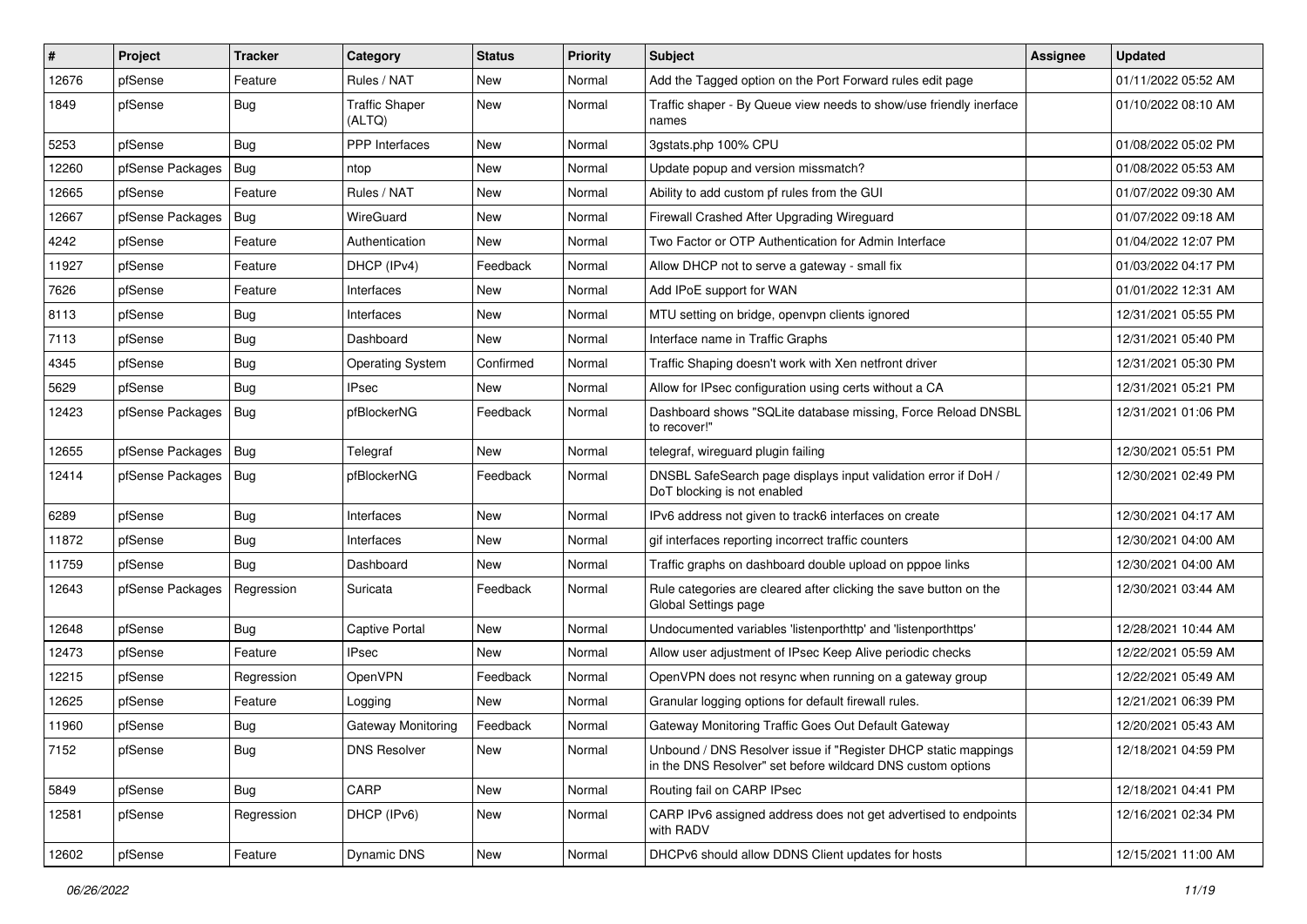| # | Project | Tracker | Category | Status | Priority | Subject | Assignee | Updated |
|---|---|---|---|---|---|---|---|---|
| 12676 | pfSense | Feature | Rules / NAT | New | Normal | Add the Tagged option on the Port Forward rules edit page | | 01/11/2022 05:52 AM |
| 1849 | pfSense | Bug | Traffic Shaper (ALTQ) | New | Normal | Traffic shaper - By Queue view needs to show/use friendly inerface names | | 01/10/2022 08:10 AM |
| 5253 | pfSense | Bug | PPP Interfaces | New | Normal | 3gstats.php 100% CPU | | 01/08/2022 05:02 PM |
| 12260 | pfSense Packages | Bug | ntop | New | Normal | Update popup and version missmatch? | | 01/08/2022 05:53 AM |
| 12665 | pfSense | Feature | Rules / NAT | New | Normal | Ability to add custom pf rules from the GUI | | 01/07/2022 09:30 AM |
| 12667 | pfSense Packages | Bug | WireGuard | New | Normal | Firewall Crashed After Upgrading Wireguard | | 01/07/2022 09:18 AM |
| 4242 | pfSense | Feature | Authentication | New | Normal | Two Factor or OTP Authentication for Admin Interface | | 01/04/2022 12:07 PM |
| 11927 | pfSense | Feature | DHCP (IPv4) | Feedback | Normal | Allow DHCP not to serve a gateway - small fix | | 01/03/2022 04:17 PM |
| 7626 | pfSense | Feature | Interfaces | New | Normal | Add IPoE support for WAN | | 01/01/2022 12:31 AM |
| 8113 | pfSense | Bug | Interfaces | New | Normal | MTU setting on bridge, openvpn clients ignored | | 12/31/2021 05:55 PM |
| 7113 | pfSense | Bug | Dashboard | New | Normal | Interface name in Traffic Graphs | | 12/31/2021 05:40 PM |
| 4345 | pfSense | Bug | Operating System | Confirmed | Normal | Traffic Shaping doesn't work with Xen netfront driver | | 12/31/2021 05:30 PM |
| 5629 | pfSense | Bug | IPsec | New | Normal | Allow for IPsec configuration using certs without a CA | | 12/31/2021 05:21 PM |
| 12423 | pfSense Packages | Bug | pfBlockerNG | Feedback | Normal | Dashboard shows "SQLite database missing, Force Reload DNSBL to recover!" | | 12/31/2021 01:06 PM |
| 12655 | pfSense Packages | Bug | Telegraf | New | Normal | telegraf, wireguard plugin failing | | 12/30/2021 05:51 PM |
| 12414 | pfSense Packages | Bug | pfBlockerNG | Feedback | Normal | DNSBL SafeSearch page displays input validation error if DoH / DoT blocking is not enabled | | 12/30/2021 02:49 PM |
| 6289 | pfSense | Bug | Interfaces | New | Normal | IPv6 address not given to track6 interfaces on create | | 12/30/2021 04:17 AM |
| 11872 | pfSense | Bug | Interfaces | New | Normal | gif interfaces reporting incorrect traffic counters | | 12/30/2021 04:00 AM |
| 11759 | pfSense | Bug | Dashboard | New | Normal | Traffic graphs on dashboard double upload on pppoe links | | 12/30/2021 04:00 AM |
| 12643 | pfSense Packages | Regression | Suricata | Feedback | Normal | Rule categories are cleared after clicking the save button on the Global Settings page | | 12/30/2021 03:44 AM |
| 12648 | pfSense | Bug | Captive Portal | New | Normal | Undocumented variables 'listenporthttp' and 'listenporthttps' | | 12/28/2021 10:44 AM |
| 12473 | pfSense | Feature | IPsec | New | Normal | Allow user adjustment of IPsec Keep Alive periodic checks | | 12/22/2021 05:59 AM |
| 12215 | pfSense | Regression | OpenVPN | Feedback | Normal | OpenVPN does not resync when running on a gateway group | | 12/22/2021 05:49 AM |
| 12625 | pfSense | Feature | Logging | New | Normal | Granular logging options for default firewall rules. | | 12/21/2021 06:39 PM |
| 11960 | pfSense | Bug | Gateway Monitoring | Feedback | Normal | Gateway Monitoring Traffic Goes Out Default Gateway | | 12/20/2021 05:43 AM |
| 7152 | pfSense | Bug | DNS Resolver | New | Normal | Unbound / DNS Resolver issue if "Register DHCP static mappings in the DNS Resolver" set before wildcard DNS custom options | | 12/18/2021 04:59 PM |
| 5849 | pfSense | Bug | CARP | New | Normal | Routing fail on CARP IPsec | | 12/18/2021 04:41 PM |
| 12581 | pfSense | Regression | DHCP (IPv6) | New | Normal | CARP IPv6 assigned address does not get advertised to endpoints with RADV | | 12/16/2021 02:34 PM |
| 12602 | pfSense | Feature | Dynamic DNS | New | Normal | DHCPv6 should allow DDNS Client updates for hosts | | 12/15/2021 11:00 AM |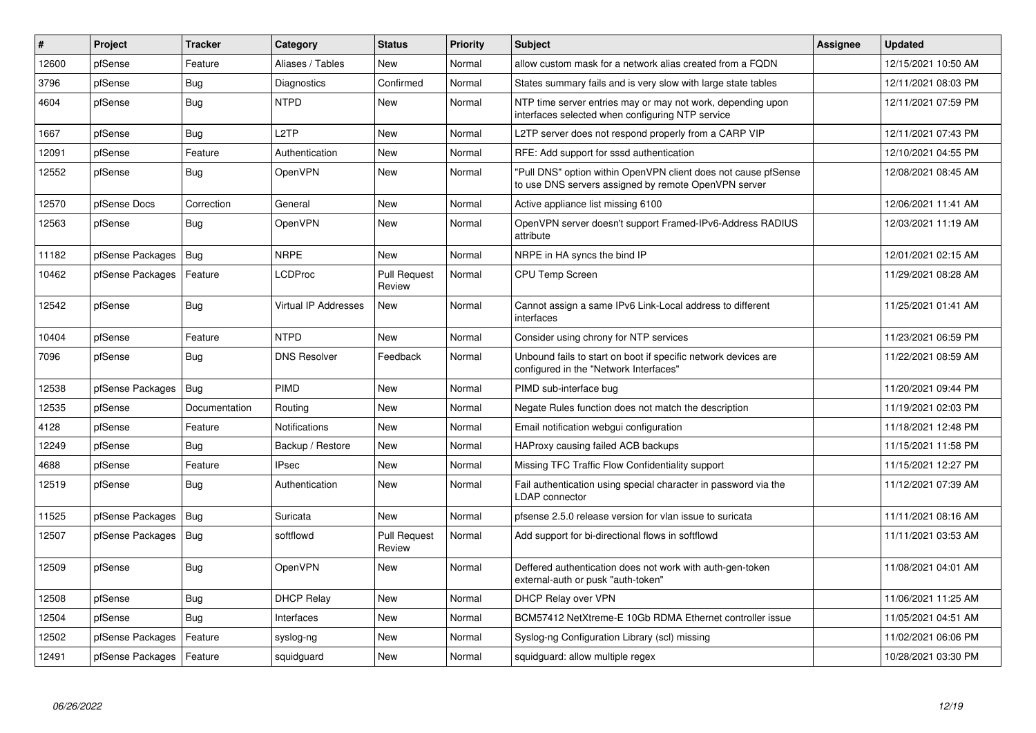| # | Project | Tracker | Category | Status | Priority | Subject | Assignee | Updated |
|---|---|---|---|---|---|---|---|---|
| 12600 | pfSense | Feature | Aliases / Tables | New | Normal | allow custom mask for a network alias created from a FQDN | | 12/15/2021 10:50 AM |
| 3796 | pfSense | Bug | Diagnostics | Confirmed | Normal | States summary fails and is very slow with large state tables | | 12/11/2021 08:03 PM |
| 4604 | pfSense | Bug | NTPD | New | Normal | NTP time server entries may or may not work, depending upon interfaces selected when configuring NTP service | | 12/11/2021 07:59 PM |
| 1667 | pfSense | Bug | L2TP | New | Normal | L2TP server does not respond properly from a CARP VIP | | 12/11/2021 07:43 PM |
| 12091 | pfSense | Feature | Authentication | New | Normal | RFE: Add support for sssd authentication | | 12/10/2021 04:55 PM |
| 12552 | pfSense | Bug | OpenVPN | New | Normal | "Pull DNS" option within OpenVPN client does not cause pfSense to use DNS servers assigned by remote OpenVPN server | | 12/08/2021 08:45 AM |
| 12570 | pfSense Docs | Correction | General | New | Normal | Active appliance list missing 6100 | | 12/06/2021 11:41 AM |
| 12563 | pfSense | Bug | OpenVPN | New | Normal | OpenVPN server doesn't support Framed-IPv6-Address RADIUS attribute | | 12/03/2021 11:19 AM |
| 11182 | pfSense Packages | Bug | NRPE | New | Normal | NRPE in HA syncs the bind IP | | 12/01/2021 02:15 AM |
| 10462 | pfSense Packages | Feature | LCDProc | Pull Request Review | Normal | CPU Temp Screen | | 11/29/2021 08:28 AM |
| 12542 | pfSense | Bug | Virtual IP Addresses | New | Normal | Cannot assign a same IPv6 Link-Local address to different interfaces | | 11/25/2021 01:41 AM |
| 10404 | pfSense | Feature | NTPD | New | Normal | Consider using chrony for NTP services | | 11/23/2021 06:59 PM |
| 7096 | pfSense | Bug | DNS Resolver | Feedback | Normal | Unbound fails to start on boot if specific network devices are configured in the "Network Interfaces" | | 11/22/2021 08:59 AM |
| 12538 | pfSense Packages | Bug | PIMD | New | Normal | PIMD sub-interface bug | | 11/20/2021 09:44 PM |
| 12535 | pfSense | Documentation | Routing | New | Normal | Negate Rules function does not match the description | | 11/19/2021 02:03 PM |
| 4128 | pfSense | Feature | Notifications | New | Normal | Email notification webgui configuration | | 11/18/2021 12:48 PM |
| 12249 | pfSense | Bug | Backup / Restore | New | Normal | HAProxy causing failed ACB backups | | 11/15/2021 11:58 PM |
| 4688 | pfSense | Feature | IPsec | New | Normal | Missing TFC Traffic Flow Confidentiality support | | 11/15/2021 12:27 PM |
| 12519 | pfSense | Bug | Authentication | New | Normal | Fail authentication using special character in password via the LDAP connector | | 11/12/2021 07:39 AM |
| 11525 | pfSense Packages | Bug | Suricata | New | Normal | pfsense 2.5.0 release version for vlan issue to suricata | | 11/11/2021 08:16 AM |
| 12507 | pfSense Packages | Bug | softflowd | Pull Request Review | Normal | Add support for bi-directional flows in softflowd | | 11/11/2021 03:53 AM |
| 12509 | pfSense | Bug | OpenVPN | New | Normal | Deffered authentication does not work with auth-gen-token external-auth or pusk "auth-token" | | 11/08/2021 04:01 AM |
| 12508 | pfSense | Bug | DHCP Relay | New | Normal | DHCP Relay over VPN | | 11/06/2021 11:25 AM |
| 12504 | pfSense | Bug | Interfaces | New | Normal | BCM57412 NetXtreme-E 10Gb RDMA Ethernet controller issue | | 11/05/2021 04:51 AM |
| 12502 | pfSense Packages | Feature | syslog-ng | New | Normal | Syslog-ng Configuration Library (scl) missing | | 11/02/2021 06:06 PM |
| 12491 | pfSense Packages | Feature | squidguard | New | Normal | squidguard: allow multiple regex | | 10/28/2021 03:30 PM |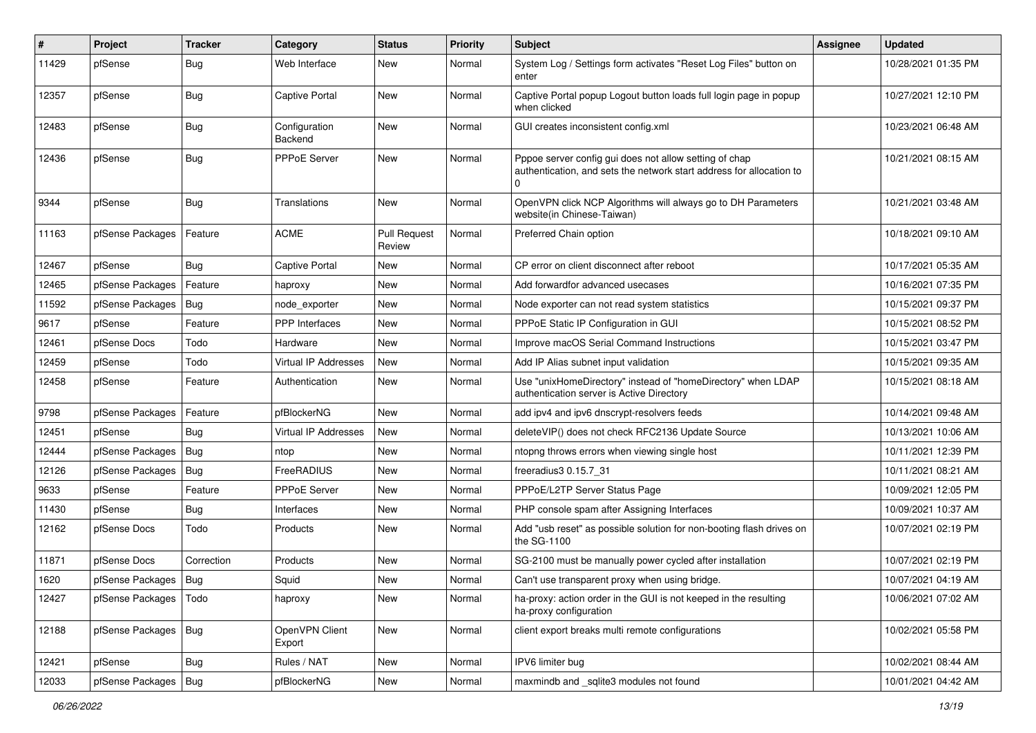| # | Project | Tracker | Category | Status | Priority | Subject | Assignee | Updated |
|---|---|---|---|---|---|---|---|---|
| 11429 | pfSense | Bug | Web Interface | New | Normal | System Log / Settings form activates "Reset Log Files" button on enter | | 10/28/2021 01:35 PM |
| 12357 | pfSense | Bug | Captive Portal | New | Normal | Captive Portal popup Logout button loads full login page in popup when clicked | | 10/27/2021 12:10 PM |
| 12483 | pfSense | Bug | Configuration Backend | New | Normal | GUI creates inconsistent config.xml | | 10/23/2021 06:48 AM |
| 12436 | pfSense | Bug | PPPoE Server | New | Normal | Pppoe server config gui does not allow setting of chap authentication, and sets the network start address for allocation to 0 | | 10/21/2021 08:15 AM |
| 9344 | pfSense | Bug | Translations | New | Normal | OpenVPN click NCP Algorithms will always go to DH Parameters website(in Chinese-Taiwan) | | 10/21/2021 03:48 AM |
| 11163 | pfSense Packages | Feature | ACME | Pull Request Review | Normal | Preferred Chain option | | 10/18/2021 09:10 AM |
| 12467 | pfSense | Bug | Captive Portal | New | Normal | CP error on client disconnect after reboot | | 10/17/2021 05:35 AM |
| 12465 | pfSense Packages | Feature | haproxy | New | Normal | Add forwardfor advanced usecases | | 10/16/2021 07:35 PM |
| 11592 | pfSense Packages | Bug | node_exporter | New | Normal | Node exporter can not read system statistics | | 10/15/2021 09:37 PM |
| 9617 | pfSense | Feature | PPP Interfaces | New | Normal | PPPoE Static IP Configuration in GUI | | 10/15/2021 08:52 PM |
| 12461 | pfSense Docs | Todo | Hardware | New | Normal | Improve macOS Serial Command Instructions | | 10/15/2021 03:47 PM |
| 12459 | pfSense | Todo | Virtual IP Addresses | New | Normal | Add IP Alias subnet input validation | | 10/15/2021 09:35 AM |
| 12458 | pfSense | Feature | Authentication | New | Normal | Use "unixHomeDirectory" instead of "homeDirectory" when LDAP authentication server is Active Directory | | 10/15/2021 08:18 AM |
| 9798 | pfSense Packages | Feature | pfBlockerNG | New | Normal | add ipv4 and ipv6 dnscrypt-resolvers feeds | | 10/14/2021 09:48 AM |
| 12451 | pfSense | Bug | Virtual IP Addresses | New | Normal | deleteVIP() does not check RFC2136 Update Source | | 10/13/2021 10:06 AM |
| 12444 | pfSense Packages | Bug | ntop | New | Normal | ntopng throws errors when viewing single host | | 10/11/2021 12:39 PM |
| 12126 | pfSense Packages | Bug | FreeRADIUS | New | Normal | freeradius3 0.15.7_31 | | 10/11/2021 08:21 AM |
| 9633 | pfSense | Feature | PPPoE Server | New | Normal | PPPoE/L2TP Server Status Page | | 10/09/2021 12:05 PM |
| 11430 | pfSense | Bug | Interfaces | New | Normal | PHP console spam after Assigning Interfaces | | 10/09/2021 10:37 AM |
| 12162 | pfSense Docs | Todo | Products | New | Normal | Add "usb reset" as possible solution for non-booting flash drives on the SG-1100 | | 10/07/2021 02:19 PM |
| 11871 | pfSense Docs | Correction | Products | New | Normal | SG-2100 must be manually power cycled after installation | | 10/07/2021 02:19 PM |
| 1620 | pfSense Packages | Bug | Squid | New | Normal | Can't use transparent proxy when using bridge. | | 10/07/2021 04:19 AM |
| 12427 | pfSense Packages | Todo | haproxy | New | Normal | ha-proxy: action order in the GUI is not keeped in the resulting ha-proxy configuration | | 10/06/2021 07:02 AM |
| 12188 | pfSense Packages | Bug | OpenVPN Client Export | New | Normal | client export breaks multi remote configurations | | 10/02/2021 05:58 PM |
| 12421 | pfSense | Bug | Rules / NAT | New | Normal | IPV6 limiter bug | | 10/02/2021 08:44 AM |
| 12033 | pfSense Packages | Bug | pfBlockerNG | New | Normal | maxmindb and _sqlite3 modules not found | | 10/01/2021 04:42 AM |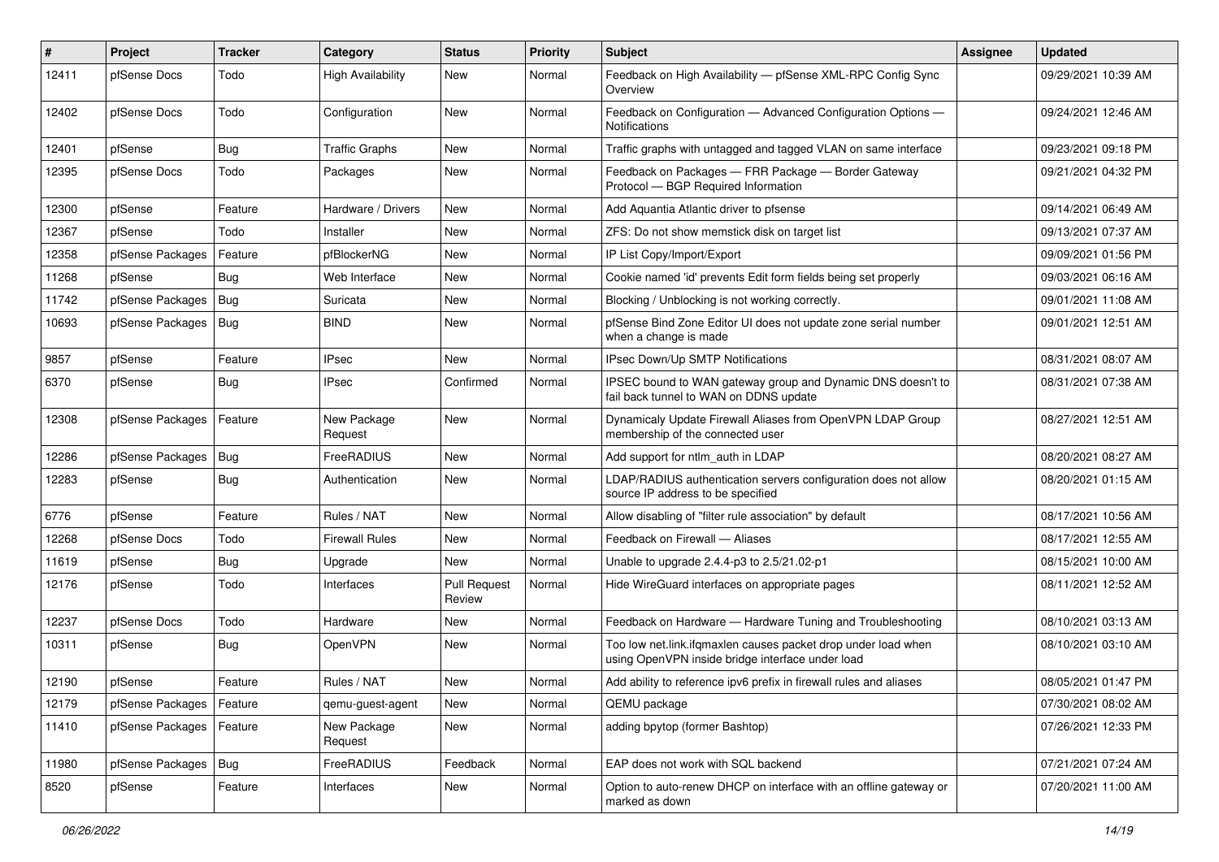| # | Project | Tracker | Category | Status | Priority | Subject | Assignee | Updated |
|---|---|---|---|---|---|---|---|---|
| 12411 | pfSense Docs | Todo | High Availability | New | Normal | Feedback on High Availability — pfSense XML-RPC Config Sync Overview | | 09/29/2021 10:39 AM |
| 12402 | pfSense Docs | Todo | Configuration | New | Normal | Feedback on Configuration — Advanced Configuration Options — Notifications | | 09/24/2021 12:46 AM |
| 12401 | pfSense | Bug | Traffic Graphs | New | Normal | Traffic graphs with untagged and tagged VLAN on same interface | | 09/23/2021 09:18 PM |
| 12395 | pfSense Docs | Todo | Packages | New | Normal | Feedback on Packages — FRR Package — Border Gateway Protocol — BGP Required Information | | 09/21/2021 04:32 PM |
| 12300 | pfSense | Feature | Hardware / Drivers | New | Normal | Add Aquantia Atlantic driver to pfsense | | 09/14/2021 06:49 AM |
| 12367 | pfSense | Todo | Installer | New | Normal | ZFS: Do not show memstick disk on target list | | 09/13/2021 07:37 AM |
| 12358 | pfSense Packages | Feature | pfBlockerNG | New | Normal | IP List Copy/Import/Export | | 09/09/2021 01:56 PM |
| 11268 | pfSense | Bug | Web Interface | New | Normal | Cookie named 'id' prevents Edit form fields being set properly | | 09/03/2021 06:16 AM |
| 11742 | pfSense Packages | Bug | Suricata | New | Normal | Blocking / Unblocking is not working correctly. | | 09/01/2021 11:08 AM |
| 10693 | pfSense Packages | Bug | BIND | New | Normal | pfSense Bind Zone Editor UI does not update zone serial number when a change is made | | 09/01/2021 12:51 AM |
| 9857 | pfSense | Feature | IPsec | New | Normal | IPsec Down/Up SMTP Notifications | | 08/31/2021 08:07 AM |
| 6370 | pfSense | Bug | IPsec | Confirmed | Normal | IPSEC bound to WAN gateway group and Dynamic DNS doesn't to fail back tunnel to WAN on DDNS update | | 08/31/2021 07:38 AM |
| 12308 | pfSense Packages | Feature | New Package Request | New | Normal | Dynamicaly Update Firewall Aliases from OpenVPN LDAP Group membership of the connected user | | 08/27/2021 12:51 AM |
| 12286 | pfSense Packages | Bug | FreeRADIUS | New | Normal | Add support for ntlm_auth in LDAP | | 08/20/2021 08:27 AM |
| 12283 | pfSense | Bug | Authentication | New | Normal | LDAP/RADIUS authentication servers configuration does not allow source IP address to be specified | | 08/20/2021 01:15 AM |
| 6776 | pfSense | Feature | Rules / NAT | New | Normal | Allow disabling of "filter rule association" by default | | 08/17/2021 10:56 AM |
| 12268 | pfSense Docs | Todo | Firewall Rules | New | Normal | Feedback on Firewall — Aliases | | 08/17/2021 12:55 AM |
| 11619 | pfSense | Bug | Upgrade | New | Normal | Unable to upgrade 2.4.4-p3 to 2.5/21.02-p1 | | 08/15/2021 10:00 AM |
| 12176 | pfSense | Todo | Interfaces | Pull Request Review | Normal | Hide WireGuard interfaces on appropriate pages | | 08/11/2021 12:52 AM |
| 12237 | pfSense Docs | Todo | Hardware | New | Normal | Feedback on Hardware — Hardware Tuning and Troubleshooting | | 08/10/2021 03:13 AM |
| 10311 | pfSense | Bug | OpenVPN | New | Normal | Too low net.link.ifqmaxlen causes packet drop under load when using OpenVPN inside bridge interface under load | | 08/10/2021 03:10 AM |
| 12190 | pfSense | Feature | Rules / NAT | New | Normal | Add ability to reference ipv6 prefix in firewall rules and aliases | | 08/05/2021 01:47 PM |
| 12179 | pfSense Packages | Feature | qemu-guest-agent | New | Normal | QEMU package | | 07/30/2021 08:02 AM |
| 11410 | pfSense Packages | Feature | New Package Request | New | Normal | adding bpytop (former Bashtop) | | 07/26/2021 12:33 PM |
| 11980 | pfSense Packages | Bug | FreeRADIUS | Feedback | Normal | EAP does not work with SQL backend | | 07/21/2021 07:24 AM |
| 8520 | pfSense | Feature | Interfaces | New | Normal | Option to auto-renew DHCP on interface with an offline gateway or marked as down | | 07/20/2021 11:00 AM |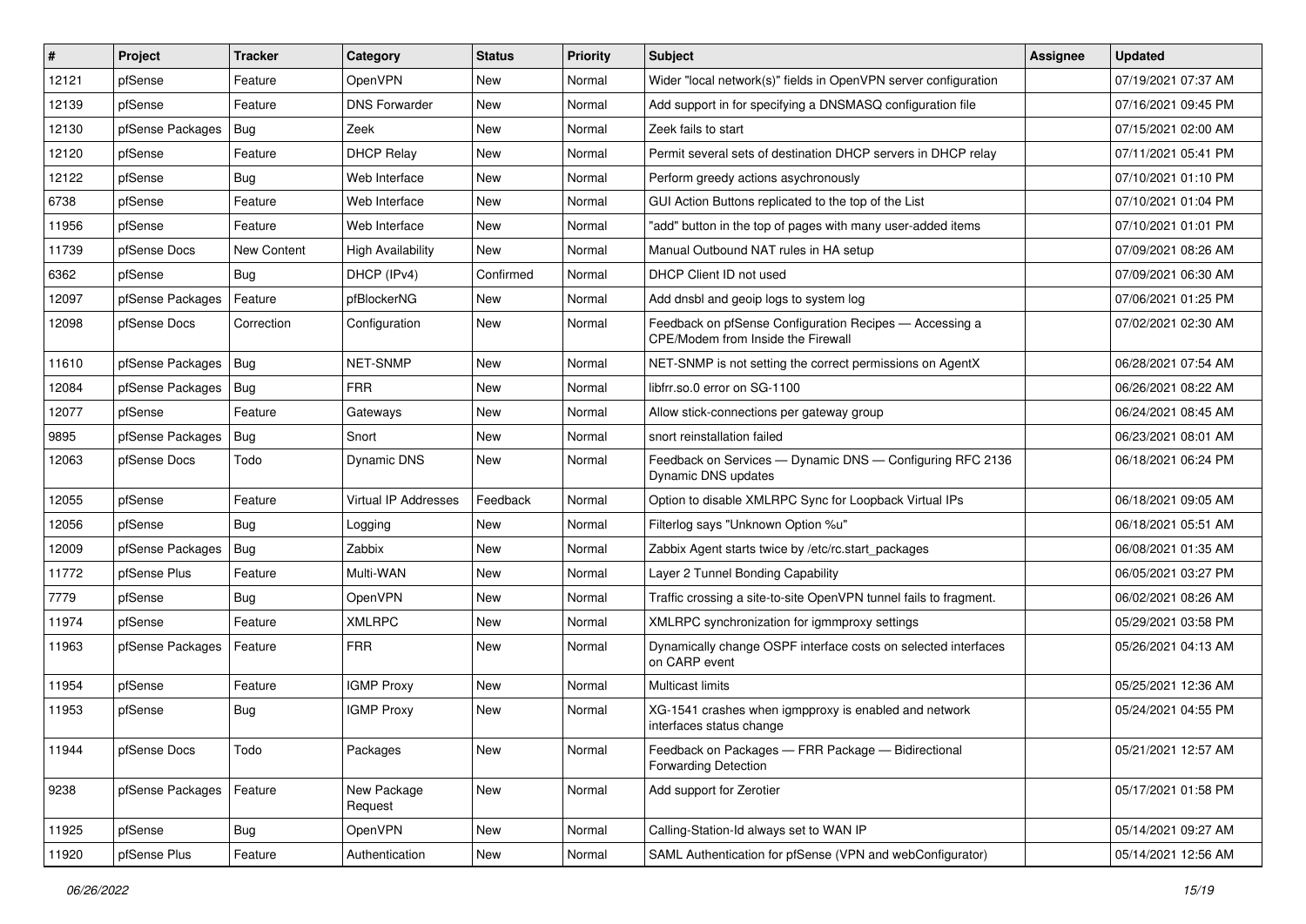| # | Project | Tracker | Category | Status | Priority | Subject | Assignee | Updated |
|---|---|---|---|---|---|---|---|---|
| 12121 | pfSense | Feature | OpenVPN | New | Normal | Wider "local network(s)" fields in OpenVPN server configuration | | 07/19/2021 07:37 AM |
| 12139 | pfSense | Feature | DNS Forwarder | New | Normal | Add support in for specifying a DNSMASQ configuration file | | 07/16/2021 09:45 PM |
| 12130 | pfSense Packages | Bug | Zeek | New | Normal | Zeek fails to start | | 07/15/2021 02:00 AM |
| 12120 | pfSense | Feature | DHCP Relay | New | Normal | Permit several sets of destination DHCP servers in DHCP relay | | 07/11/2021 05:41 PM |
| 12122 | pfSense | Bug | Web Interface | New | Normal | Perform greedy actions asychronously | | 07/10/2021 01:10 PM |
| 6738 | pfSense | Feature | Web Interface | New | Normal | GUI Action Buttons replicated to the top of the List | | 07/10/2021 01:04 PM |
| 11956 | pfSense | Feature | Web Interface | New | Normal | "add" button in the top of pages with many user-added items | | 07/10/2021 01:01 PM |
| 11739 | pfSense Docs | New Content | High Availability | New | Normal | Manual Outbound NAT rules in HA setup | | 07/09/2021 08:26 AM |
| 6362 | pfSense | Bug | DHCP (IPv4) | Confirmed | Normal | DHCP Client ID not used | | 07/09/2021 06:30 AM |
| 12097 | pfSense Packages | Feature | pfBlockerNG | New | Normal | Add dnsbl and geoip logs to system log | | 07/06/2021 01:25 PM |
| 12098 | pfSense Docs | Correction | Configuration | New | Normal | Feedback on pfSense Configuration Recipes — Accessing a CPE/Modem from Inside the Firewall | | 07/02/2021 02:30 AM |
| 11610 | pfSense Packages | Bug | NET-SNMP | New | Normal | NET-SNMP is not setting the correct permissions on AgentX | | 06/28/2021 07:54 AM |
| 12084 | pfSense Packages | Bug | FRR | New | Normal | libfrr.so.0 error on SG-1100 | | 06/26/2021 08:22 AM |
| 12077 | pfSense | Feature | Gateways | New | Normal | Allow stick-connections per gateway group | | 06/24/2021 08:45 AM |
| 9895 | pfSense Packages | Bug | Snort | New | Normal | snort reinstallation failed | | 06/23/2021 08:01 AM |
| 12063 | pfSense Docs | Todo | Dynamic DNS | New | Normal | Feedback on Services — Dynamic DNS — Configuring RFC 2136 Dynamic DNS updates | | 06/18/2021 06:24 PM |
| 12055 | pfSense | Feature | Virtual IP Addresses | Feedback | Normal | Option to disable XMLRPC Sync for Loopback Virtual IPs | | 06/18/2021 09:05 AM |
| 12056 | pfSense | Bug | Logging | New | Normal | Filterlog says "Unknown Option %u" | | 06/18/2021 05:51 AM |
| 12009 | pfSense Packages | Bug | Zabbix | New | Normal | Zabbix Agent starts twice by /etc/rc.start_packages | | 06/08/2021 01:35 AM |
| 11772 | pfSense Plus | Feature | Multi-WAN | New | Normal | Layer 2 Tunnel Bonding Capability | | 06/05/2021 03:27 PM |
| 7779 | pfSense | Bug | OpenVPN | New | Normal | Traffic crossing a site-to-site OpenVPN tunnel fails to fragment. | | 06/02/2021 08:26 AM |
| 11974 | pfSense | Feature | XMLRPC | New | Normal | XMLRPC synchronization for igmmproxy settings | | 05/29/2021 03:58 PM |
| 11963 | pfSense Packages | Feature | FRR | New | Normal | Dynamically change OSPF interface costs on selected interfaces on CARP event | | 05/26/2021 04:13 AM |
| 11954 | pfSense | Feature | IGMP Proxy | New | Normal | Multicast limits | | 05/25/2021 12:36 AM |
| 11953 | pfSense | Bug | IGMP Proxy | New | Normal | XG-1541 crashes when igmpproxy is enabled and network interfaces status change | | 05/24/2021 04:55 PM |
| 11944 | pfSense Docs | Todo | Packages | New | Normal | Feedback on Packages — FRR Package — Bidirectional Forwarding Detection | | 05/21/2021 12:57 AM |
| 9238 | pfSense Packages | Feature | New Package Request | New | Normal | Add support for Zerotier | | 05/17/2021 01:58 PM |
| 11925 | pfSense | Bug | OpenVPN | New | Normal | Calling-Station-Id always set to WAN IP | | 05/14/2021 09:27 AM |
| 11920 | pfSense Plus | Feature | Authentication | New | Normal | SAML Authentication for pfSense (VPN and webConfigurator) | | 05/14/2021 12:56 AM |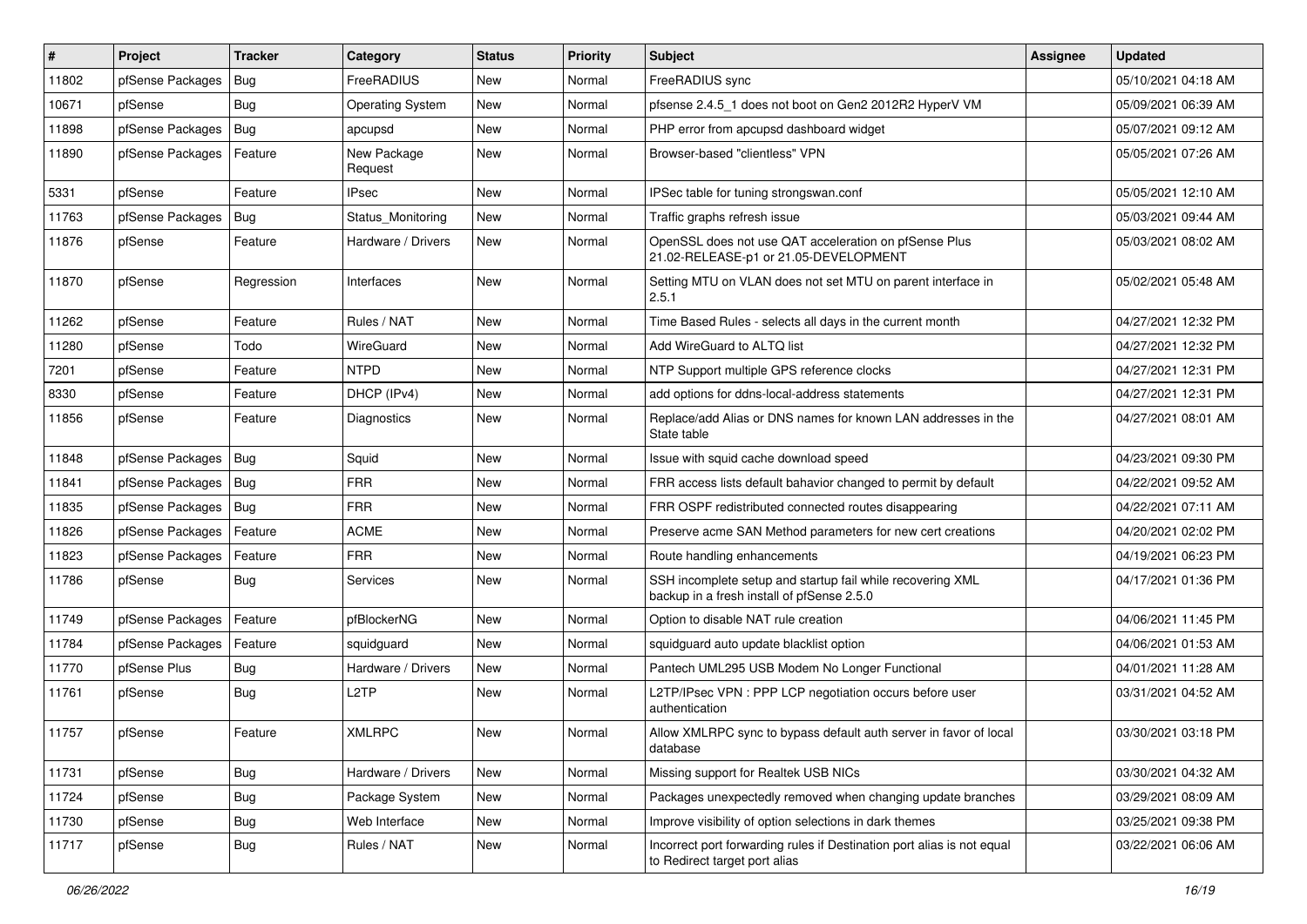| # | Project | Tracker | Category | Status | Priority | Subject | Assignee | Updated |
|---|---|---|---|---|---|---|---|---|
| 11802 | pfSense Packages | Bug | FreeRADIUS | New | Normal | FreeRADIUS sync | | 05/10/2021 04:18 AM |
| 10671 | pfSense | Bug | Operating System | New | Normal | pfsense 2.4.5_1 does not boot on Gen2 2012R2 HyperV VM | | 05/09/2021 06:39 AM |
| 11898 | pfSense Packages | Bug | apcupsd | New | Normal | PHP error from apcupsd dashboard widget | | 05/07/2021 09:12 AM |
| 11890 | pfSense Packages | Feature | New Package Request | New | Normal | Browser-based "clientless" VPN | | 05/05/2021 07:26 AM |
| 5331 | pfSense | Feature | IPsec | New | Normal | IPSec table for tuning strongswan.conf | | 05/05/2021 12:10 AM |
| 11763 | pfSense Packages | Bug | Status_Monitoring | New | Normal | Traffic graphs refresh issue | | 05/03/2021 09:44 AM |
| 11876 | pfSense | Feature | Hardware / Drivers | New | Normal | OpenSSL does not use QAT acceleration on pfSense Plus 21.02-RELEASE-p1 or 21.05-DEVELOPMENT | | 05/03/2021 08:02 AM |
| 11870 | pfSense | Regression | Interfaces | New | Normal | Setting MTU on VLAN does not set MTU on parent interface in 2.5.1 | | 05/02/2021 05:48 AM |
| 11262 | pfSense | Feature | Rules / NAT | New | Normal | Time Based Rules - selects all days in the current month | | 04/27/2021 12:32 PM |
| 11280 | pfSense | Todo | WireGuard | New | Normal | Add WireGuard to ALTQ list | | 04/27/2021 12:32 PM |
| 7201 | pfSense | Feature | NTPD | New | Normal | NTP Support multiple GPS reference clocks | | 04/27/2021 12:31 PM |
| 8330 | pfSense | Feature | DHCP (IPv4) | New | Normal | add options for ddns-local-address statements | | 04/27/2021 12:31 PM |
| 11856 | pfSense | Feature | Diagnostics | New | Normal | Replace/add Alias or DNS names for known LAN addresses in the State table | | 04/27/2021 08:01 AM |
| 11848 | pfSense Packages | Bug | Squid | New | Normal | Issue with squid cache download speed | | 04/23/2021 09:30 PM |
| 11841 | pfSense Packages | Bug | FRR | New | Normal | FRR access lists default bahavior changed to permit by default | | 04/22/2021 09:52 AM |
| 11835 | pfSense Packages | Bug | FRR | New | Normal | FRR OSPF redistributed connected routes disappearing | | 04/22/2021 07:11 AM |
| 11826 | pfSense Packages | Feature | ACME | New | Normal | Preserve acme SAN Method parameters for new cert creations | | 04/20/2021 02:02 PM |
| 11823 | pfSense Packages | Feature | FRR | New | Normal | Route handling enhancements | | 04/19/2021 06:23 PM |
| 11786 | pfSense | Bug | Services | New | Normal | SSH incomplete setup and startup fail while recovering XML backup in a fresh install of pfSense 2.5.0 | | 04/17/2021 01:36 PM |
| 11749 | pfSense Packages | Feature | pfBlockerNG | New | Normal | Option to disable NAT rule creation | | 04/06/2021 11:45 PM |
| 11784 | pfSense Packages | Feature | squidguard | New | Normal | squidguard auto update blacklist option | | 04/06/2021 01:53 AM |
| 11770 | pfSense Plus | Bug | Hardware / Drivers | New | Normal | Pantech UML295 USB Modem No Longer Functional | | 04/01/2021 11:28 AM |
| 11761 | pfSense | Bug | L2TP | New | Normal | L2TP/IPsec VPN : PPP LCP negotiation occurs before user authentication | | 03/31/2021 04:52 AM |
| 11757 | pfSense | Feature | XMLRPC | New | Normal | Allow XMLRPC sync to bypass default auth server in favor of local database | | 03/30/2021 03:18 PM |
| 11731 | pfSense | Bug | Hardware / Drivers | New | Normal | Missing support for Realtek USB NICs | | 03/30/2021 04:32 AM |
| 11724 | pfSense | Bug | Package System | New | Normal | Packages unexpectedly removed when changing update branches | | 03/29/2021 08:09 AM |
| 11730 | pfSense | Bug | Web Interface | New | Normal | Improve visibility of option selections in dark themes | | 03/25/2021 09:38 PM |
| 11717 | pfSense | Bug | Rules / NAT | New | Normal | Incorrect port forwarding rules if Destination port alias is not equal to Redirect target port alias | | 03/22/2021 06:06 AM |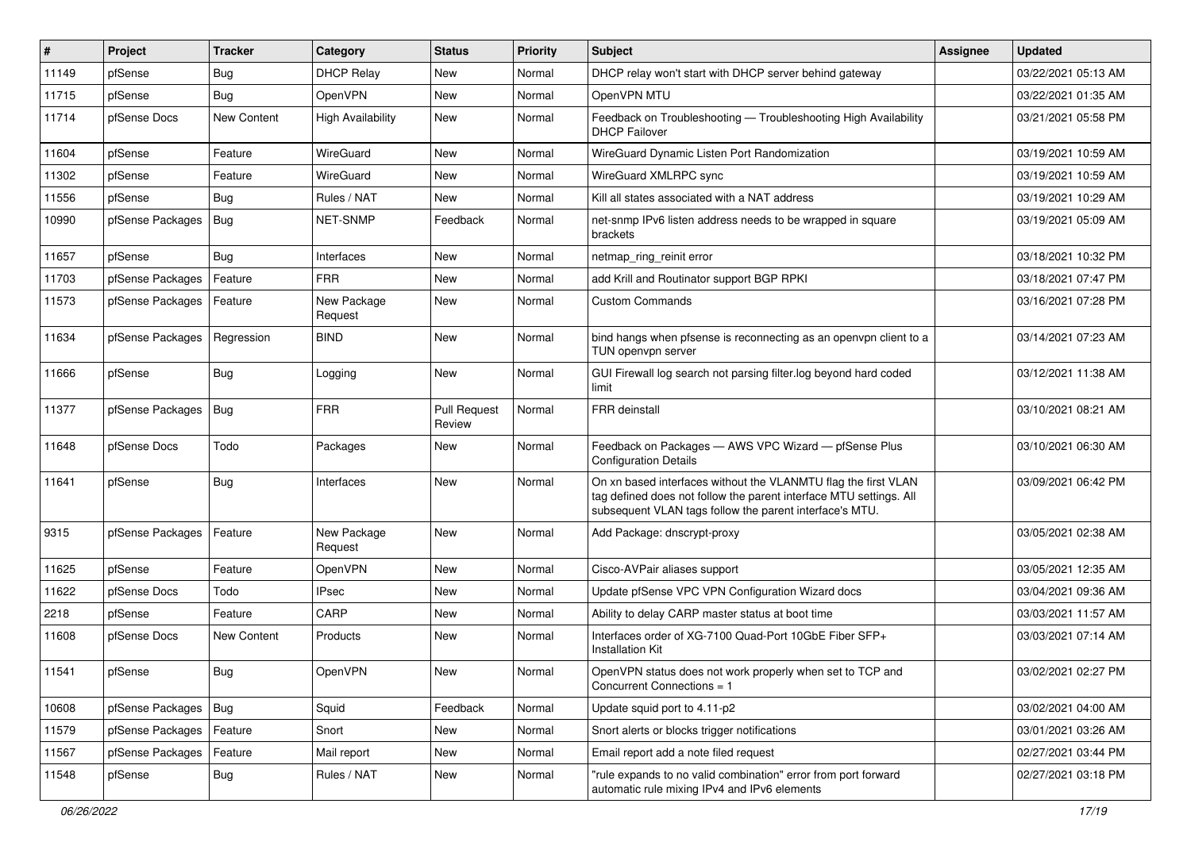| # | Project | Tracker | Category | Status | Priority | Subject | Assignee | Updated |
|---|---|---|---|---|---|---|---|---|
| 11149 | pfSense | Bug | DHCP Relay | New | Normal | DHCP relay won't start with DHCP server behind gateway | | 03/22/2021 05:13 AM |
| 11715 | pfSense | Bug | OpenVPN | New | Normal | OpenVPN MTU | | 03/22/2021 01:35 AM |
| 11714 | pfSense Docs | New Content | High Availability | New | Normal | Feedback on Troubleshooting — Troubleshooting High Availability DHCP Failover | | 03/21/2021 05:58 PM |
| 11604 | pfSense | Feature | WireGuard | New | Normal | WireGuard Dynamic Listen Port Randomization | | 03/19/2021 10:59 AM |
| 11302 | pfSense | Feature | WireGuard | New | Normal | WireGuard XMLRPC sync | | 03/19/2021 10:59 AM |
| 11556 | pfSense | Bug | Rules / NAT | New | Normal | Kill all states associated with a NAT address | | 03/19/2021 10:29 AM |
| 10990 | pfSense Packages | Bug | NET-SNMP | Feedback | Normal | net-snmp IPv6 listen address needs to be wrapped in square brackets | | 03/19/2021 05:09 AM |
| 11657 | pfSense | Bug | Interfaces | New | Normal | netmap_ring_reinit error | | 03/18/2021 10:32 PM |
| 11703 | pfSense Packages | Feature | FRR | New | Normal | add Krill and Routinator support BGP RPKI | | 03/18/2021 07:47 PM |
| 11573 | pfSense Packages | Feature | New Package Request | New | Normal | Custom Commands | | 03/16/2021 07:28 PM |
| 11634 | pfSense Packages | Regression | BIND | New | Normal | bind hangs when pfsense is reconnecting as an openvpn client to a TUN openvpn server | | 03/14/2021 07:23 AM |
| 11666 | pfSense | Bug | Logging | New | Normal | GUI Firewall log search not parsing filter.log beyond hard coded limit | | 03/12/2021 11:38 AM |
| 11377 | pfSense Packages | Bug | FRR | Pull Request Review | Normal | FRR deinstall | | 03/10/2021 08:21 AM |
| 11648 | pfSense Docs | Todo | Packages | New | Normal | Feedback on Packages — AWS VPC Wizard — pfSense Plus Configuration Details | | 03/10/2021 06:30 AM |
| 11641 | pfSense | Bug | Interfaces | New | Normal | On xn based interfaces without the VLANMTU flag the first VLAN tag defined does not follow the parent interface MTU settings. All subsequent VLAN tags follow the parent interface's MTU. | | 03/09/2021 06:42 PM |
| 9315 | pfSense Packages | Feature | New Package Request | New | Normal | Add Package: dnscrypt-proxy | | 03/05/2021 02:38 AM |
| 11625 | pfSense | Feature | OpenVPN | New | Normal | Cisco-AVPair aliases support | | 03/05/2021 12:35 AM |
| 11622 | pfSense Docs | Todo | IPsec | New | Normal | Update pfSense VPC VPN Configuration Wizard docs | | 03/04/2021 09:36 AM |
| 2218 | pfSense | Feature | CARP | New | Normal | Ability to delay CARP master status at boot time | | 03/03/2021 11:57 AM |
| 11608 | pfSense Docs | New Content | Products | New | Normal | Interfaces order of XG-7100 Quad-Port 10GbE Fiber SFP+ Installation Kit | | 03/03/2021 07:14 AM |
| 11541 | pfSense | Bug | OpenVPN | New | Normal | OpenVPN status does not work properly when set to TCP and Concurrent Connections = 1 | | 03/02/2021 02:27 PM |
| 10608 | pfSense Packages | Bug | Squid | Feedback | Normal | Update squid port to 4.11-p2 | | 03/02/2021 04:00 AM |
| 11579 | pfSense Packages | Feature | Snort | New | Normal | Snort alerts or blocks trigger notifications | | 03/01/2021 03:26 AM |
| 11567 | pfSense Packages | Feature | Mail report | New | Normal | Email report add a note filed request | | 02/27/2021 03:44 PM |
| 11548 | pfSense | Bug | Rules / NAT | New | Normal | "rule expands to no valid combination" error from port forward automatic rule mixing IPv4 and IPv6 elements | | 02/27/2021 03:18 PM |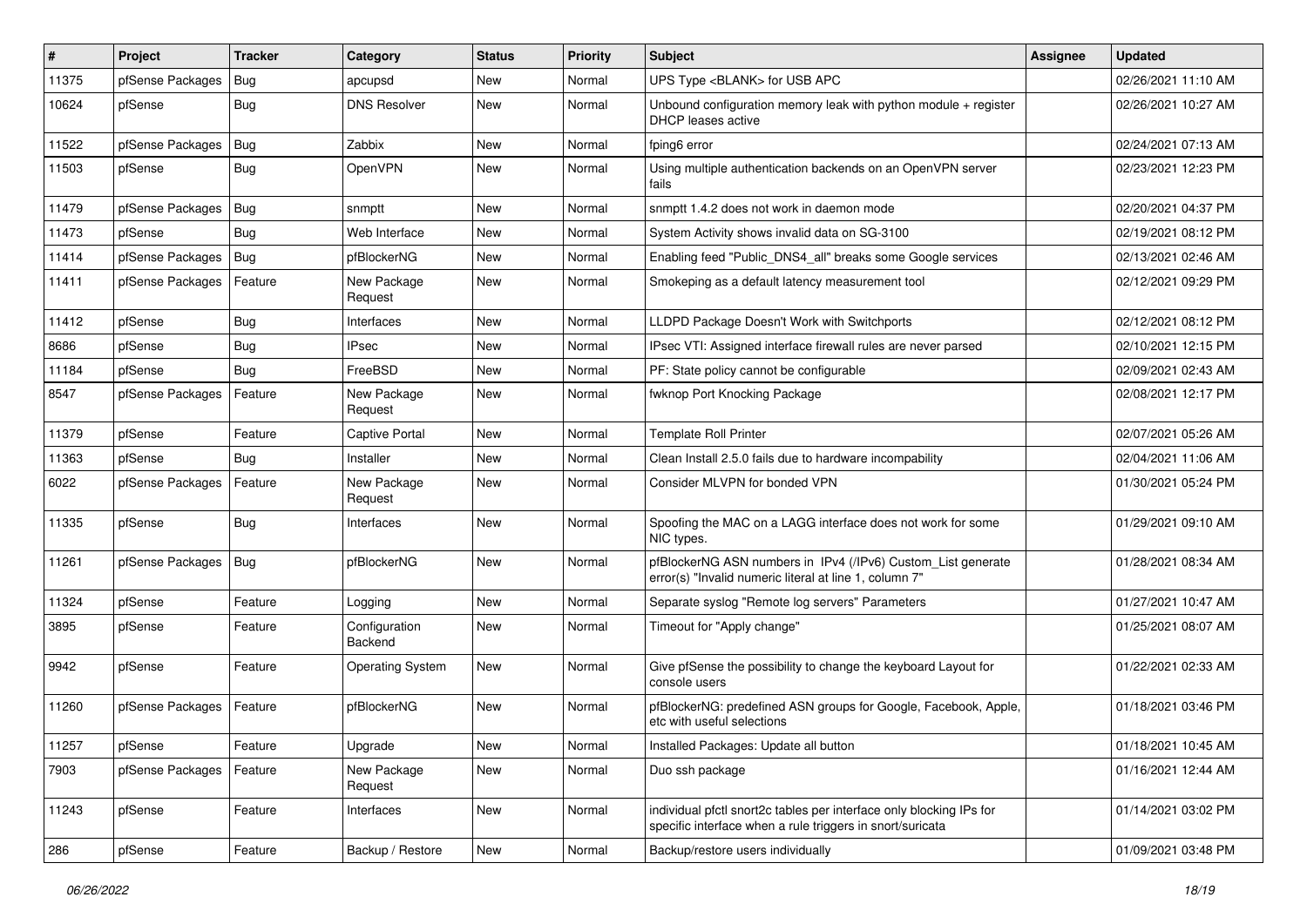| # | Project | Tracker | Category | Status | Priority | Subject | Assignee | Updated |
|---|---|---|---|---|---|---|---|---|
| 11375 | pfSense Packages | Bug | apcupsd | New | Normal | UPS Type <BLANK> for USB APC | | 02/26/2021 11:10 AM |
| 10624 | pfSense | Bug | DNS Resolver | New | Normal | Unbound configuration memory leak with python module + register DHCP leases active | | 02/26/2021 10:27 AM |
| 11522 | pfSense Packages | Bug | Zabbix | New | Normal | fping6 error | | 02/24/2021 07:13 AM |
| 11503 | pfSense | Bug | OpenVPN | New | Normal | Using multiple authentication backends on an OpenVPN server fails | | 02/23/2021 12:23 PM |
| 11479 | pfSense Packages | Bug | snmptt | New | Normal | snmptt 1.4.2 does not work in daemon mode | | 02/20/2021 04:37 PM |
| 11473 | pfSense | Bug | Web Interface | New | Normal | System Activity shows invalid data on SG-3100 | | 02/19/2021 08:12 PM |
| 11414 | pfSense Packages | Bug | pfBlockerNG | New | Normal | Enabling feed "Public_DNS4_all" breaks some Google services | | 02/13/2021 02:46 AM |
| 11411 | pfSense Packages | Feature | New Package Request | New | Normal | Smokeping as a default latency measurement tool | | 02/12/2021 09:29 PM |
| 11412 | pfSense | Bug | Interfaces | New | Normal | LLDPD Package Doesn't Work with Switchports | | 02/12/2021 08:12 PM |
| 8686 | pfSense | Bug | IPsec | New | Normal | IPsec VTI: Assigned interface firewall rules are never parsed | | 02/10/2021 12:15 PM |
| 11184 | pfSense | Bug | FreeBSD | New | Normal | PF: State policy cannot be configurable | | 02/09/2021 02:43 AM |
| 8547 | pfSense Packages | Feature | New Package Request | New | Normal | fwknop Port Knocking Package | | 02/08/2021 12:17 PM |
| 11379 | pfSense | Feature | Captive Portal | New | Normal | Template Roll Printer | | 02/07/2021 05:26 AM |
| 11363 | pfSense | Bug | Installer | New | Normal | Clean Install 2.5.0 fails due to hardware incompability | | 02/04/2021 11:06 AM |
| 6022 | pfSense Packages | Feature | New Package Request | New | Normal | Consider MLVPN for bonded VPN | | 01/30/2021 05:24 PM |
| 11335 | pfSense | Bug | Interfaces | New | Normal | Spoofing the MAC on a LAGG interface does not work for some NIC types. | | 01/29/2021 09:10 AM |
| 11261 | pfSense Packages | Bug | pfBlockerNG | New | Normal | pfBlockerNG ASN numbers in IPv4 (/IPv6) Custom_List generate error(s) "Invalid numeric literal at line 1, column 7" | | 01/28/2021 08:34 AM |
| 11324 | pfSense | Feature | Logging | New | Normal | Separate syslog "Remote log servers" Parameters | | 01/27/2021 10:47 AM |
| 3895 | pfSense | Feature | Configuration Backend | New | Normal | Timeout for "Apply change" | | 01/25/2021 08:07 AM |
| 9942 | pfSense | Feature | Operating System | New | Normal | Give pfSense the possibility to change the keyboard Layout for console users | | 01/22/2021 02:33 AM |
| 11260 | pfSense Packages | Feature | pfBlockerNG | New | Normal | pfBlockerNG: predefined ASN groups for Google, Facebook, Apple, etc with useful selections | | 01/18/2021 03:46 PM |
| 11257 | pfSense | Feature | Upgrade | New | Normal | Installed Packages: Update all button | | 01/18/2021 10:45 AM |
| 7903 | pfSense Packages | Feature | New Package Request | New | Normal | Duo ssh package | | 01/16/2021 12:44 AM |
| 11243 | pfSense | Feature | Interfaces | New | Normal | individual pfctl snort2c tables per interface only blocking IPs for specific interface when a rule triggers in snort/suricata | | 01/14/2021 03:02 PM |
| 286 | pfSense | Feature | Backup / Restore | New | Normal | Backup/restore users individually | | 01/09/2021 03:48 PM |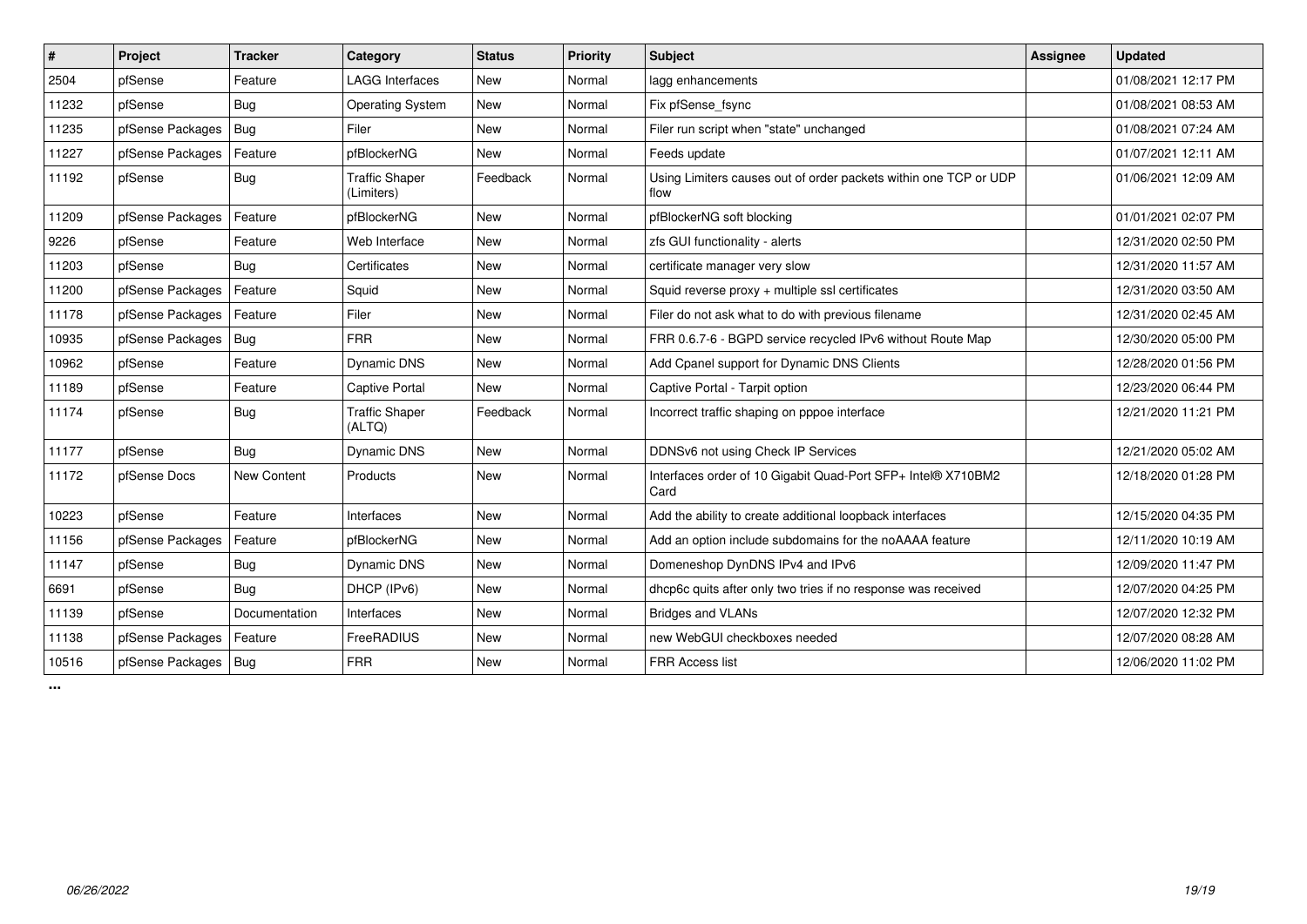| # | Project | Tracker | Category | Status | Priority | Subject | Assignee | Updated |
|---|---|---|---|---|---|---|---|---|
| 2504 | pfSense | Feature | LAGG Interfaces | New | Normal | lagg enhancements | | 01/08/2021 12:17 PM |
| 11232 | pfSense | Bug | Operating System | New | Normal | Fix pfSense_fsync | | 01/08/2021 08:53 AM |
| 11235 | pfSense Packages | Bug | Filer | New | Normal | Filer run script when "state" unchanged | | 01/08/2021 07:24 AM |
| 11227 | pfSense Packages | Feature | pfBlockerNG | New | Normal | Feeds update | | 01/07/2021 12:11 AM |
| 11192 | pfSense | Bug | Traffic Shaper (Limiters) | Feedback | Normal | Using Limiters causes out of order packets within one TCP or UDP flow | | 01/06/2021 12:09 AM |
| 11209 | pfSense Packages | Feature | pfBlockerNG | New | Normal | pfBlockerNG soft blocking | | 01/01/2021 02:07 PM |
| 9226 | pfSense | Feature | Web Interface | New | Normal | zfs GUI functionality - alerts | | 12/31/2020 02:50 PM |
| 11203 | pfSense | Bug | Certificates | New | Normal | certificate manager very slow | | 12/31/2020 11:57 AM |
| 11200 | pfSense Packages | Feature | Squid | New | Normal | Squid reverse proxy + multiple ssl certificates | | 12/31/2020 03:50 AM |
| 11178 | pfSense Packages | Feature | Filer | New | Normal | Filer do not ask what to do with previous filename | | 12/31/2020 02:45 AM |
| 10935 | pfSense Packages | Bug | FRR | New | Normal | FRR 0.6.7-6 - BGPD service recycled IPv6 without Route Map | | 12/30/2020 05:00 PM |
| 10962 | pfSense | Feature | Dynamic DNS | New | Normal | Add Cpanel support for Dynamic DNS Clients | | 12/28/2020 01:56 PM |
| 11189 | pfSense | Feature | Captive Portal | New | Normal | Captive Portal - Tarpit option | | 12/23/2020 06:44 PM |
| 11174 | pfSense | Bug | Traffic Shaper (ALTQ) | Feedback | Normal | Incorrect traffic shaping on pppoe interface | | 12/21/2020 11:21 PM |
| 11177 | pfSense | Bug | Dynamic DNS | New | Normal | DDNSv6 not using Check IP Services | | 12/21/2020 05:02 AM |
| 11172 | pfSense Docs | New Content | Products | New | Normal | Interfaces order of 10 Gigabit Quad-Port SFP+ Intel® X710BM2 Card | | 12/18/2020 01:28 PM |
| 10223 | pfSense | Feature | Interfaces | New | Normal | Add the ability to create additional loopback interfaces | | 12/15/2020 04:35 PM |
| 11156 | pfSense Packages | Feature | pfBlockerNG | New | Normal | Add an option include subdomains for the noAAAA feature | | 12/11/2020 10:19 AM |
| 11147 | pfSense | Bug | Dynamic DNS | New | Normal | Domeneshop DynDNS IPv4 and IPv6 | | 12/09/2020 11:47 PM |
| 6691 | pfSense | Bug | DHCP (IPv6) | New | Normal | dhcp6c quits after only two tries if no response was received | | 12/07/2020 04:25 PM |
| 11139 | pfSense | Documentation | Interfaces | New | Normal | Bridges and VLANs | | 12/07/2020 12:32 PM |
| 11138 | pfSense Packages | Feature | FreeRADIUS | New | Normal | new WebGUI checkboxes needed | | 12/07/2020 08:28 AM |
| 10516 | pfSense Packages | Bug | FRR | New | Normal | FRR Access list | | 12/06/2020 11:02 PM |

...